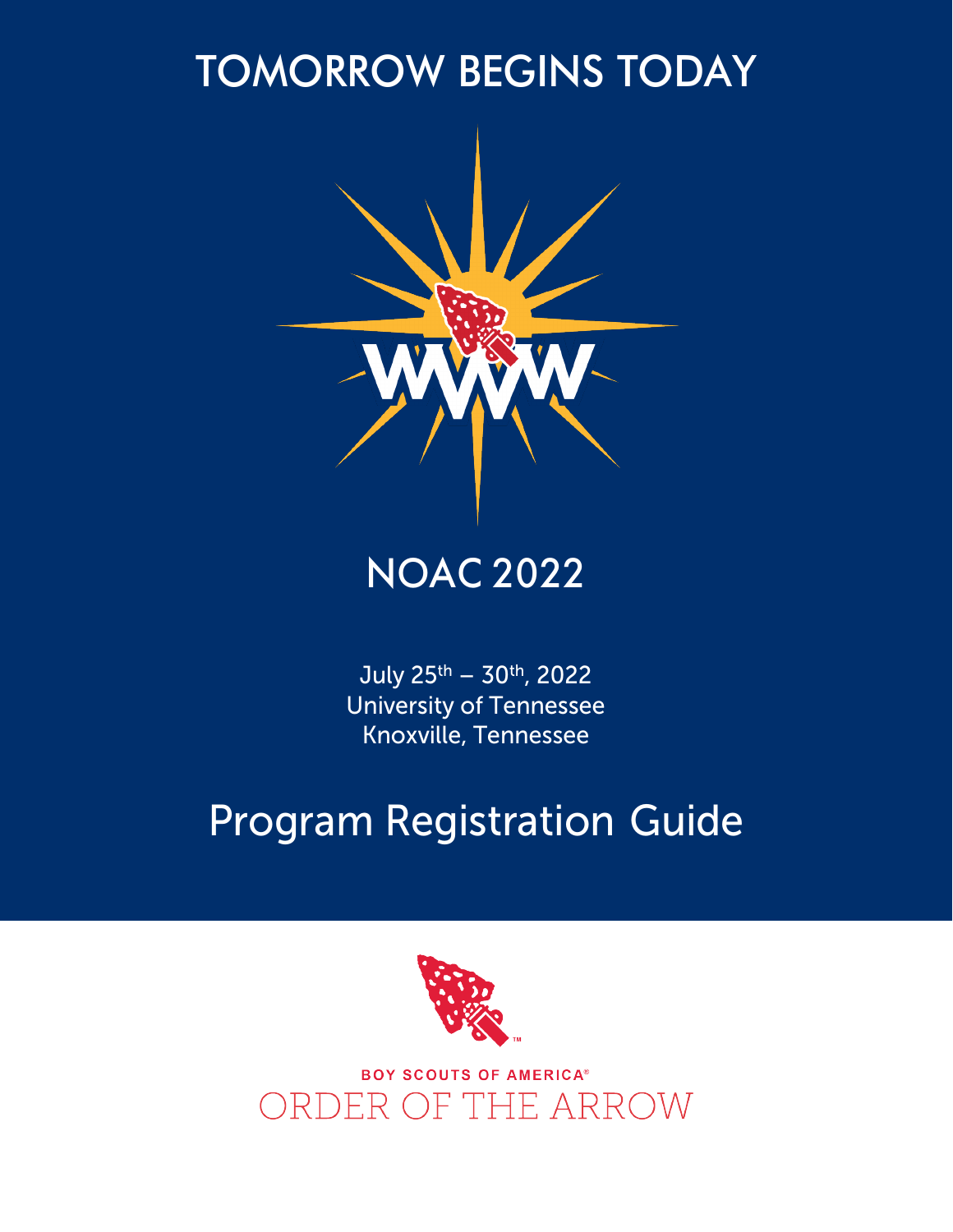# TOMORROW BEGINS TODAY

# NOAC 2022

July 25th – 30th, 2022
University of Tennessee
Knoxville, Tennessee

# Program Registration Guide

BOY SCOUTS OF AMERICA®
ORDER OF THE ARROW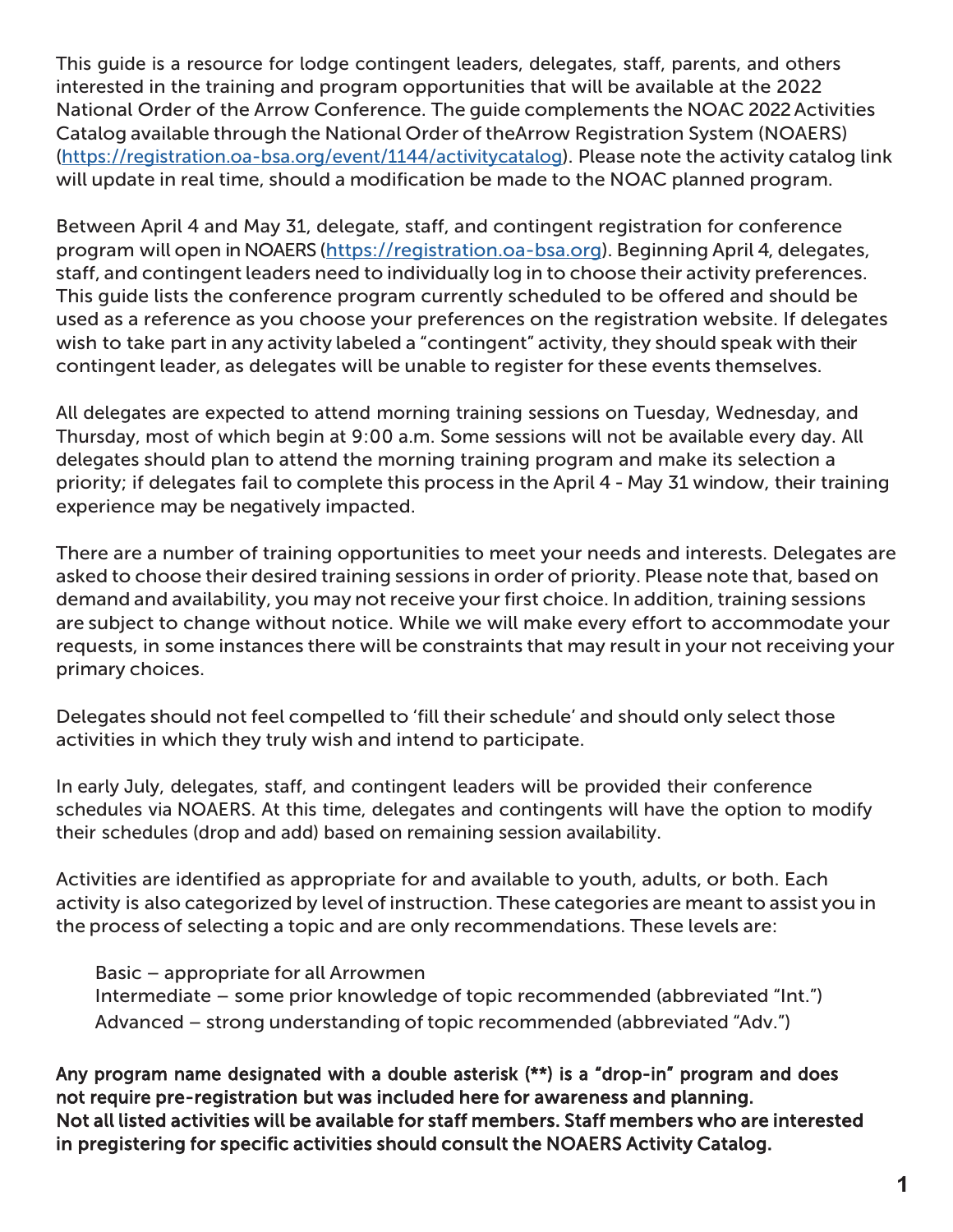This guide is a resource for lodge contingent leaders, delegates, staff, parents, and others interested in the training and program opportunities that will be available at the 2022 National Order of the Arrow Conference. The guide complements the NOAC 2022 Activities Catalog available through the National Order of theArrow Registration System (NOAERS) ([https://registration.oa-bsa.org/event/1144/activitycatalog](https://registration.oa-bsa.org/event/1144/activitycatalog)). Please note the activity catalog link will update in real time, should a modification be made to the NOAC planned program.

Between April 4 and May 31, delegate, staff, and contingent registration for conference program will open in NOAERS ([https://registration.oa-bsa.org](https://registration.oa-bsa.org)). Beginning April 4, delegates, staff, and contingent leaders need to individually log in to choose their activity preferences. This guide lists the conference program currently scheduled to be offered and should be used as a reference as you choose your preferences on the registration website. If delegates wish to take part in any activity labeled a "contingent" activity, they should speak with their contingent leader, as delegates will be unable to register for these events themselves.

All delegates are expected to attend morning training sessions on Tuesday, Wednesday, and Thursday, most of which begin at 9:00 a.m. Some sessions will not be available every day. All delegates should plan to attend the morning training program and make its selection a priority; if delegates fail to complete this process in the April 4 - May 31 window, their training experience may be negatively impacted.

There are a number of training opportunities to meet your needs and interests. Delegates are asked to choose their desired training sessions in order of priority. Please note that, based on demand and availability, you may not receive your first choice. In addition, training sessions are subject to change without notice. While we will make every effort to accommodate your requests, in some instances there will be constraints that may result in your not receiving your primary choices.

Delegates should not feel compelled to 'fill their schedule' and should only select those activities in which they truly wish and intend to participate.

In early July, delegates, staff, and contingent leaders will be provided their conference schedules via NOAERS. At this time, delegates and contingents will have the option to modify their schedules (drop and add) based on remaining session availability.

Activities are identified as appropriate for and available to youth, adults, or both. Each activity is also categorized by level of instruction. These categories are meant to assist you in the process of selecting a topic and are only recommendations. These levels are:

- Basic – appropriate for all Arrowmen
- Intermediate – some prior knowledge of topic recommended (abbreviated "Int.")
- Advanced – strong understanding of topic recommended (abbreviated "Adv.")

**Any program name designated with a double asterisk (\*\*) is a "drop-in" program and does not require pre-registration but was included here for awareness and planning.**
**Not all listed activities will be available for staff members. Staff members who are interested in pregistering for specific activities should consult the NOAERS Activity Catalog.**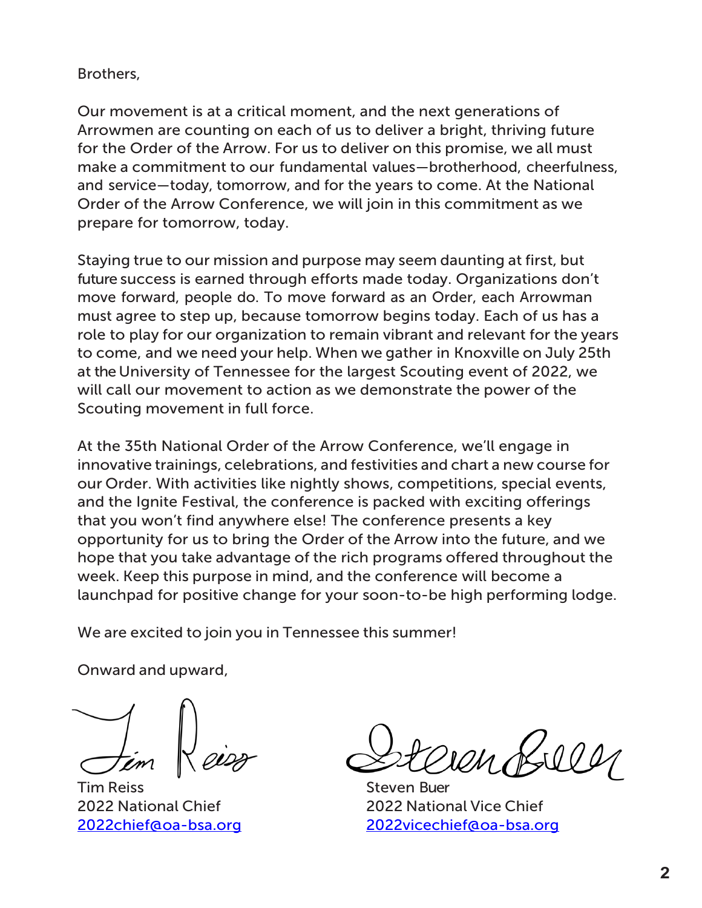Brothers,

Our movement is at a critical moment, and the next generations of Arrowmen are counting on each of us to deliver a bright, thriving future for the Order of the Arrow. For us to deliver on this promise, we all must make a commitment to our fundamental values—brotherhood, cheerfulness, and service—today, tomorrow, and for the years to come. At the National Order of the Arrow Conference, we will join in this commitment as we prepare for tomorrow, today.

Staying true to our mission and purpose may seem daunting at first, but future success is earned through efforts made today. Organizations don't move forward, people do. To move forward as an Order, each Arrowman must agree to step up, because tomorrow begins today. Each of us has a role to play for our organization to remain vibrant and relevant for the years to come, and we need your help. When we gather in Knoxville on July 25th at the University of Tennessee for the largest Scouting event of 2022, we will call our movement to action as we demonstrate the power of the Scouting movement in full force.

At the 35th National Order of the Arrow Conference, we'll engage in innovative trainings, celebrations, and festivities and chart a new course for our Order. With activities like nightly shows, competitions, special events, and the Ignite Festival, the conference is packed with exciting offerings that you won't find anywhere else! The conference presents a key opportunity for us to bring the Order of the Arrow into the future, and we hope that you take advantage of the rich programs offered throughout the week. Keep this purpose in mind, and the conference will become a launchpad for positive change for your soon-to-be high performing lodge.

We are excited to join you in Tennessee this summer!

Onward and upward,

Tim Reiss
2022 National Chief
2022chief@oa-bsa.org

Steven Buer
2022 National Vice Chief
2022vicechief@oa-bsa.org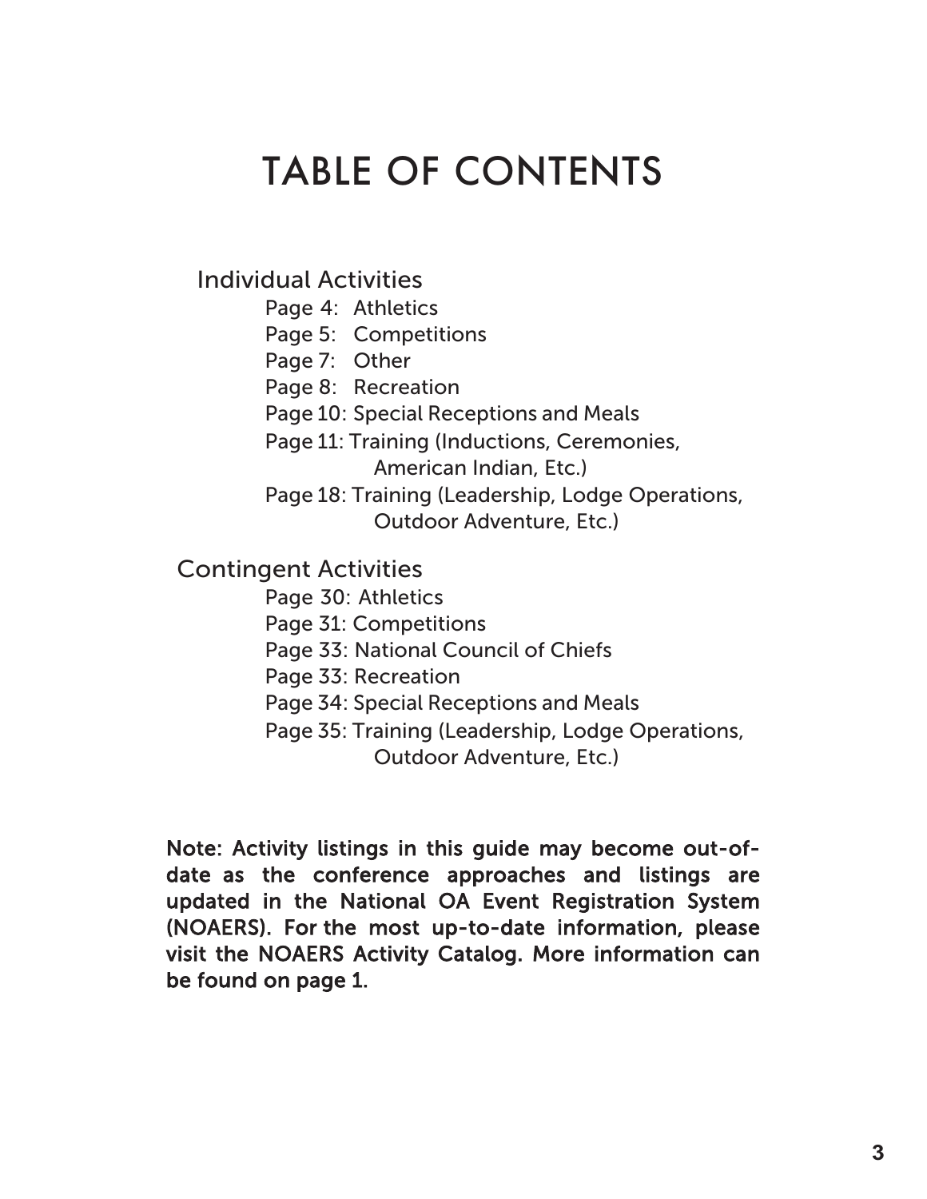# TABLE OF CONTENTS

## Individual Activities

- Page 4: Athletics
- Page 5: Competitions
- Page 7: Other
- Page 8: Recreation
- Page 10: Special Receptions and Meals
- Page 11: Training (Inductions, Ceremonies, American Indian, Etc.)
- Page 18: Training (Leadership, Lodge Operations, Outdoor Adventure, Etc.)

## Contingent Activities

- Page 30: Athletics
- Page 31: Competitions
- Page 33: National Council of Chiefs
- Page 33: Recreation
- Page 34: Special Receptions and Meals
- Page 35: Training (Leadership, Lodge Operations, Outdoor Adventure, Etc.)

**Note: Activity listings in this guide may become out-of-date as the conference approaches and listings are updated in the National OA Event Registration System (NOAERS). For the most up-to-date information, please visit the NOAERS Activity Catalog. More information can be found on page 1.**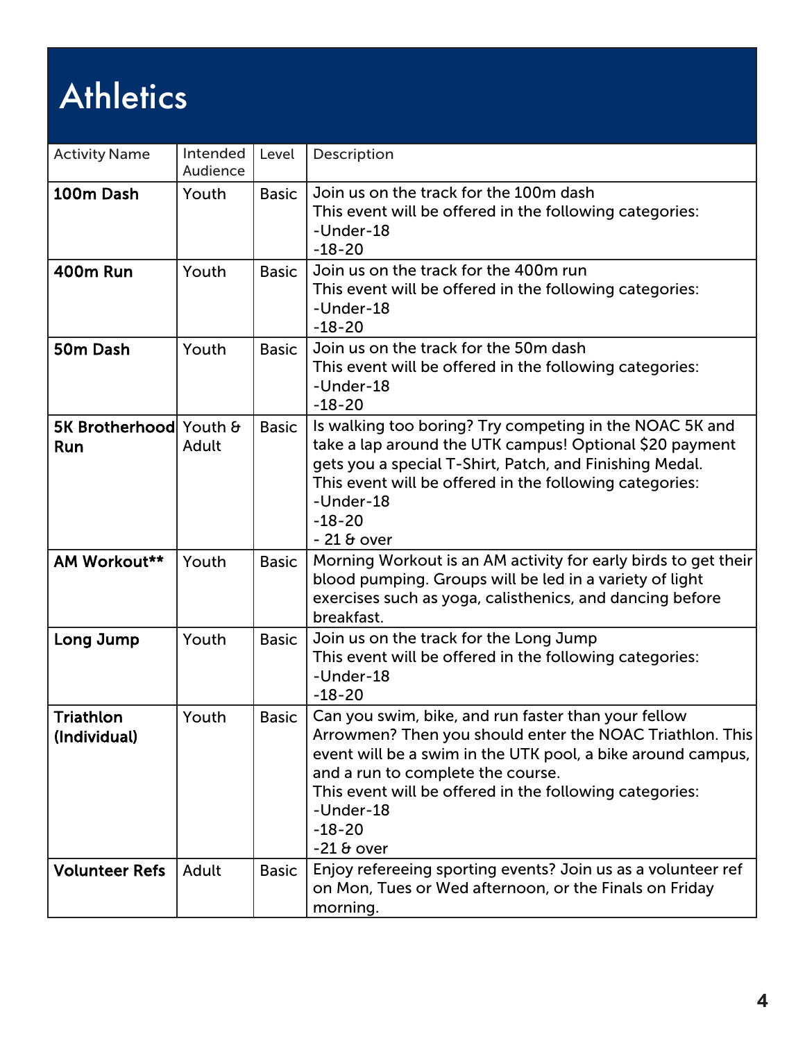# Athletics

| Activity Name | Intended Audience | Level | Description |
|---|---|---|---|
| **100m Dash** | Youth | Basic | Join us on the track for the 100m dash<br>This event will be offered in the following categories:<br>-Under-18<br>-18-20 |
| **400m Run** | Youth | Basic | Join us on the track for the 400m run<br>This event will be offered in the following categories:<br>-Under-18<br>-18-20 |
| **50m Dash** | Youth | Basic | Join us on the track for the 50m dash<br>This event will be offered in the following categories:<br>-Under-18<br>-18-20 |
| **5K Brotherhood Run** | Youth & Adult | Basic | Is walking too boring? Try competing in the NOAC 5K and take a lap around the UTK campus! Optional $20 payment gets you a special T-Shirt, Patch, and Finishing Medal.<br>This event will be offered in the following categories:<br>-Under-18<br>-18-20<br>- 21 & over |
| **AM Workout**** | Youth | Basic | Morning Workout is an AM activity for early birds to get their blood pumping. Groups will be led in a variety of light exercises such as yoga, calisthenics, and dancing before breakfast. |
| **Long Jump** | Youth | Basic | Join us on the track for the Long Jump<br>This event will be offered in the following categories:<br>-Under-18<br>-18-20 |
| **Triathlon (Individual)** | Youth | Basic | Can you swim, bike, and run faster than your fellow Arrowmen? Then you should enter the NOAC Triathlon. This event will be a swim in the UTK pool, a bike around campus, and a run to complete the course.<br>This event will be offered in the following categories:<br>-Under-18<br>-18-20<br>-21 & over |
| **Volunteer Refs** | Adult | Basic | Enjoy refereeing sporting events? Join us as a volunteer ref on Mon, Tues or Wed afternoon, or the Finals on Friday morning. |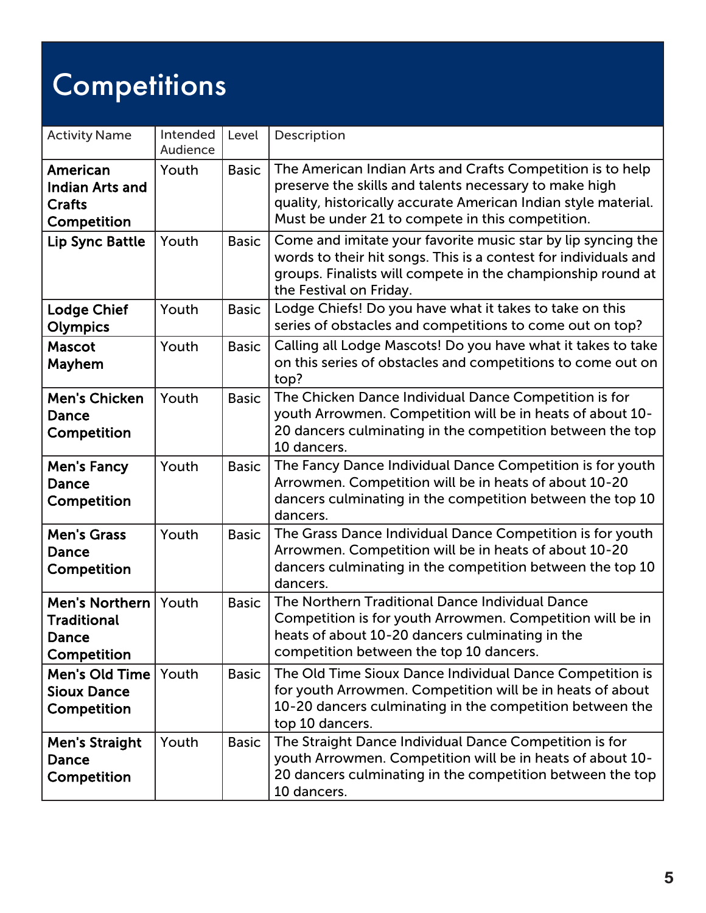# Competitions

| Activity Name | Intended Audience | Level | Description |
|---|---|---|---|
| **American Indian Arts and Crafts Competition** | Youth | Basic | The American Indian Arts and Crafts Competition is to help preserve the skills and talents necessary to make high quality, historically accurate American Indian style material. Must be under 21 to compete in this competition. |
| **Lip Sync Battle** | Youth | Basic | Come and imitate your favorite music star by lip syncing the words to their hit songs. This is a contest for individuals and groups. Finalists will compete in the championship round at the Festival on Friday. |
| **Lodge Chief Olympics** | Youth | Basic | Lodge Chiefs! Do you have what it takes to take on this series of obstacles and competitions to come out on top? |
| **Mascot Mayhem** | Youth | Basic | Calling all Lodge Mascots! Do you have what it takes to take on this series of obstacles and competitions to come out on top? |
| **Men's Chicken Dance Competition** | Youth | Basic | The Chicken Dance Individual Dance Competition is for youth Arrowmen. Competition will be in heats of about 10-20 dancers culminating in the competition between the top 10 dancers. |
| **Men's Fancy Dance Competition** | Youth | Basic | The Fancy Dance Individual Dance Competition is for youth Arrowmen. Competition will be in heats of about 10-20 dancers culminating in the competition between the top 10 dancers. |
| **Men's Grass Dance Competition** | Youth | Basic | The Grass Dance Individual Dance Competition is for youth Arrowmen. Competition will be in heats of about 10-20 dancers culminating in the competition between the top 10 dancers. |
| **Men's Northern Traditional Dance Competition** | Youth | Basic | The Northern Traditional Dance Individual Dance Competition is for youth Arrowmen. Competition will be in heats of about 10-20 dancers culminating in the competition between the top 10 dancers. |
| **Men's Old Time Sioux Dance Competition** | Youth | Basic | The Old Time Sioux Dance Individual Dance Competition is for youth Arrowmen. Competition will be in heats of about 10-20 dancers culminating in the competition between the top 10 dancers. |
| **Men's Straight Dance Competition** | Youth | Basic | The Straight Dance Individual Dance Competition is for youth Arrowmen. Competition will be in heats of about 10-20 dancers culminating in the competition between the top 10 dancers. |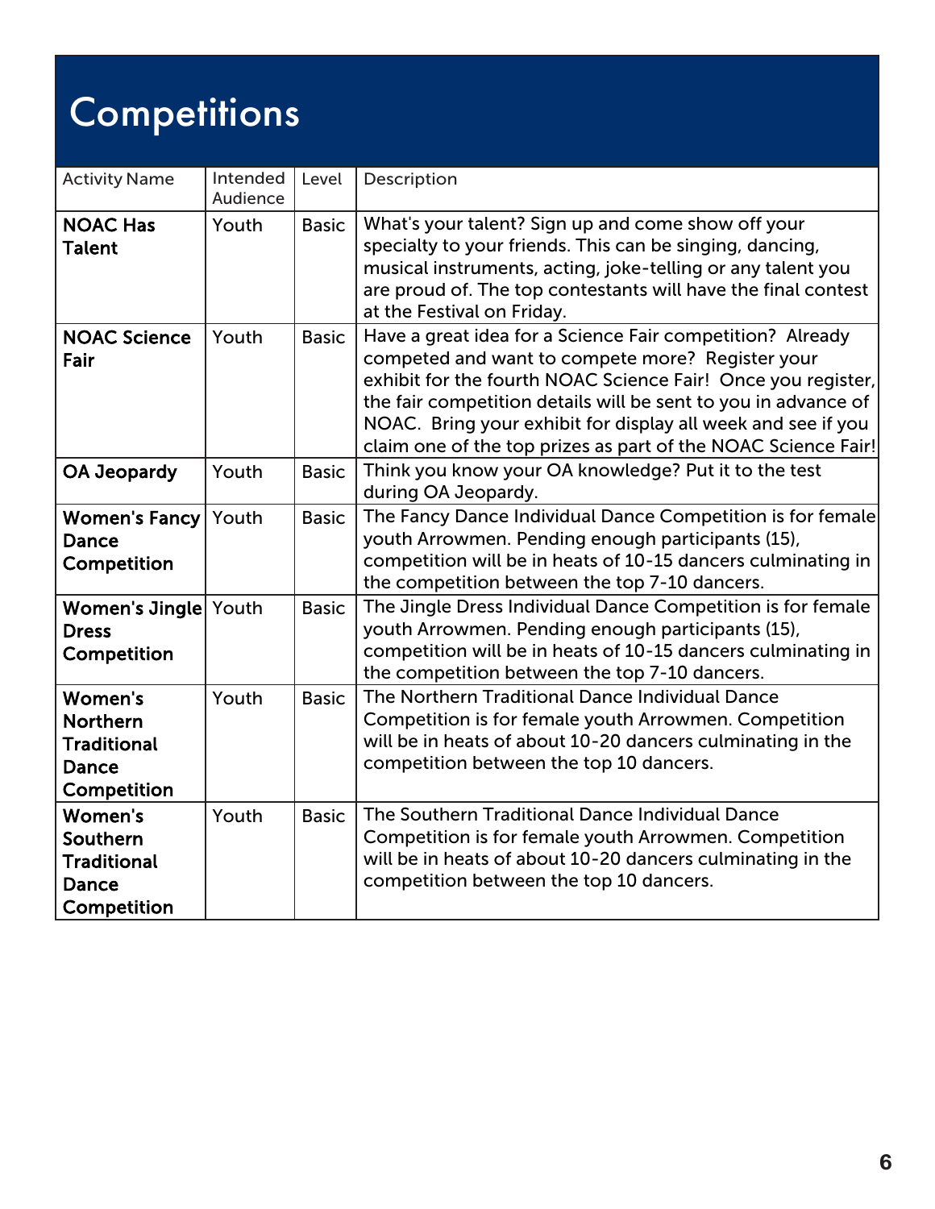# Competitions

| Activity Name | Intended Audience | Level | Description |
|---|---|---|---|
| **NOAC Has Talent** | Youth | Basic | What's your talent? Sign up and come show off your specialty to your friends. This can be singing, dancing, musical instruments, acting, joke-telling or any talent you are proud of. The top contestants will have the final contest at the Festival on Friday. |
| **NOAC Science Fair** | Youth | Basic | Have a great idea for a Science Fair competition? Already competed and want to compete more? Register your exhibit for the fourth NOAC Science Fair! Once you register, the fair competition details will be sent to you in advance of NOAC. Bring your exhibit for display all week and see if you claim one of the top prizes as part of the NOAC Science Fair! |
| **OA Jeopardy** | Youth | Basic | Think you know your OA knowledge? Put it to the test during OA Jeopardy. |
| **Women's Fancy Dance Competition** | Youth | Basic | The Fancy Dance Individual Dance Competition is for female youth Arrowmen. Pending enough participants (15), competition will be in heats of 10-15 dancers culminating in the competition between the top 7-10 dancers. |
| **Women's Jingle Dress Competition** | Youth | Basic | The Jingle Dress Individual Dance Competition is for female youth Arrowmen. Pending enough participants (15), competition will be in heats of 10-15 dancers culminating in the competition between the top 7-10 dancers. |
| **Women's Northern Traditional Dance Competition** | Youth | Basic | The Northern Traditional Dance Individual Dance Competition is for female youth Arrowmen. Competition will be in heats of about 10-20 dancers culminating in the competition between the top 10 dancers. |
| **Women's Southern Traditional Dance Competition** | Youth | Basic | The Southern Traditional Dance Individual Dance Competition is for female youth Arrowmen. Competition will be in heats of about 10-20 dancers culminating in the competition between the top 10 dancers. |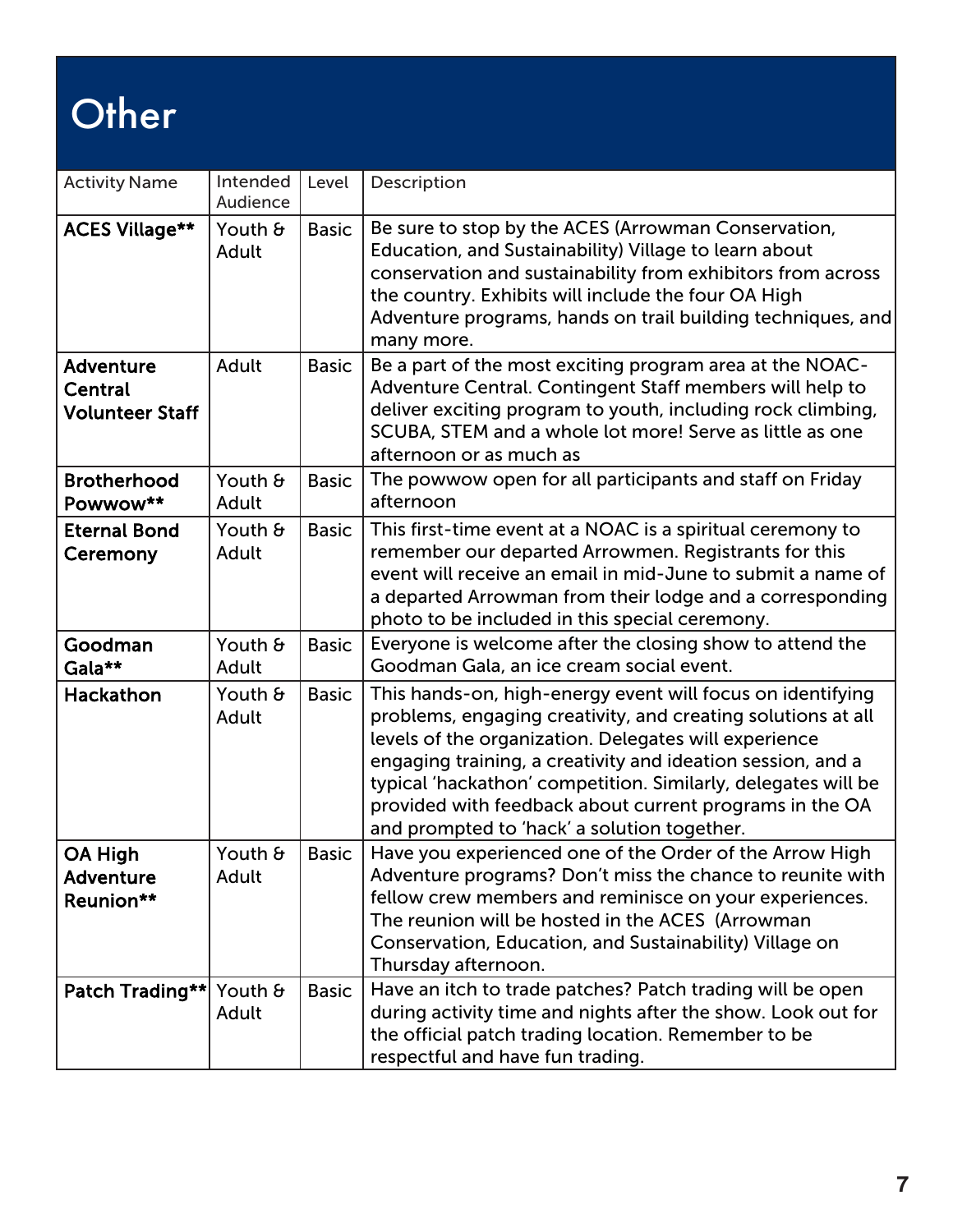# Other

| Activity Name | Intended Audience | Level | Description |
|---|---|---|---|
| **ACES Village**** | Youth & Adult | Basic | Be sure to stop by the ACES (Arrowman Conservation, Education, and Sustainability) Village to learn about conservation and sustainability from exhibitors from across the country. Exhibits will include the four OA High Adventure programs, hands on trail building techniques, and many more. |
| **Adventure Central Volunteer Staff** | Adult | Basic | Be a part of the most exciting program area at the NOAC- Adventure Central. Contingent Staff members will help to deliver exciting program to youth, including rock climbing, SCUBA, STEM and a whole lot more! Serve as little as one afternoon or as much as |
| **Brotherhood Powwow**** | Youth & Adult | Basic | The powwow open for all participants and staff on Friday afternoon |
| **Eternal Bond Ceremony** | Youth & Adult | Basic | This first-time event at a NOAC is a spiritual ceremony to remember our departed Arrowmen. Registrants for this event will receive an email in mid-June to submit a name of a departed Arrowman from their lodge and a corresponding photo to be included in this special ceremony. |
| **Goodman Gala**** | Youth & Adult | Basic | Everyone is welcome after the closing show to attend the Goodman Gala, an ice cream social event. |
| **Hackathon** | Youth & Adult | Basic | This hands-on, high-energy event will focus on identifying problems, engaging creativity, and creating solutions at all levels of the organization. Delegates will experience engaging training, a creativity and ideation session, and a typical 'hackathon' competition. Similarly, delegates will be provided with feedback about current programs in the OA and prompted to 'hack' a solution together. |
| **OA High Adventure Reunion**** | Youth & Adult | Basic | Have you experienced one of the Order of the Arrow High Adventure programs? Don't miss the chance to reunite with fellow crew members and reminisce on your experiences. The reunion will be hosted in the ACES (Arrowman Conservation, Education, and Sustainability) Village on Thursday afternoon. |
| **Patch Trading**** | Youth & Adult | Basic | Have an itch to trade patches? Patch trading will be open during activity time and nights after the show. Look out for the official patch trading location. Remember to be respectful and have fun trading. |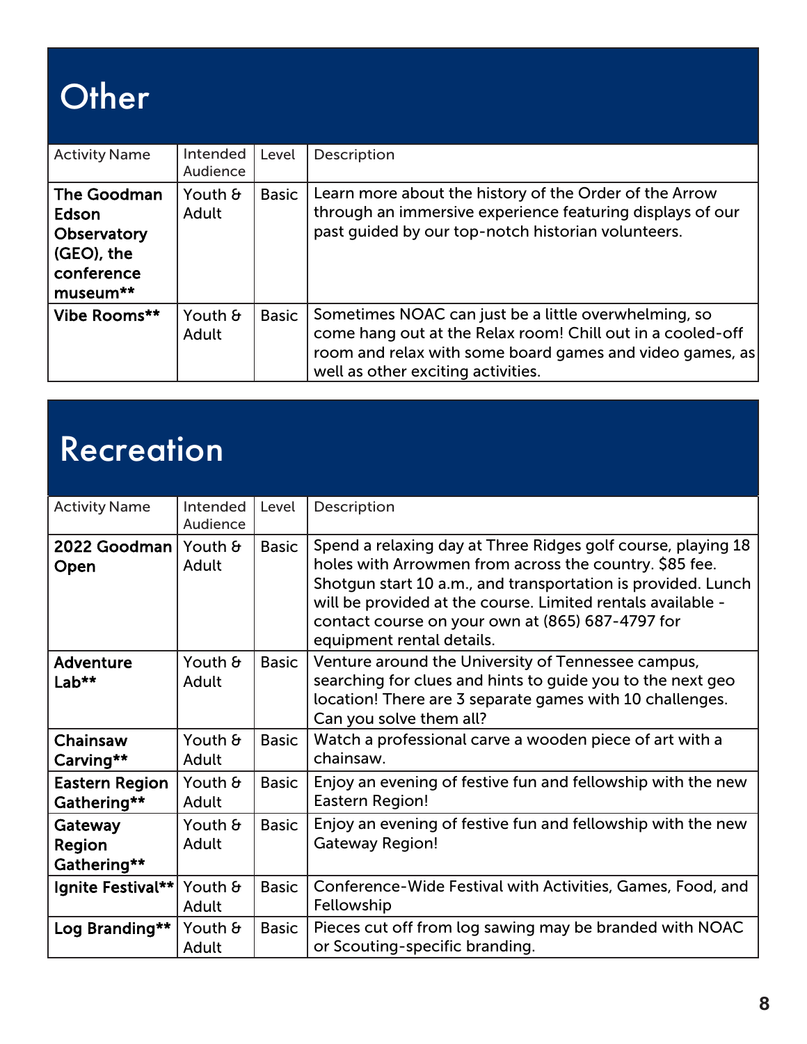# Other

| Activity Name | Intended Audience | Level | Description |
|---|---|---|---|
| **The Goodman Edson Observatory (GEO), the conference museum**** | Youth & Adult | Basic | Learn more about the history of the Order of the Arrow through an immersive experience featuring displays of our past guided by our top-notch historian volunteers. |
| **Vibe Rooms**** | Youth & Adult | Basic | Sometimes NOAC can just be a little overwhelming, so come hang out at the Relax room! Chill out in a cooled-off room and relax with some board games and video games, as well as other exciting activities. |

# Recreation

| Activity Name | Intended Audience | Level | Description |
|---|---|---|---|
| **2022 Goodman Open** | Youth & Adult | Basic | Spend a relaxing day at Three Ridges golf course, playing 18 holes with Arrowmen from across the country. $85 fee. Shotgun start 10 a.m., and transportation is provided. Lunch will be provided at the course. Limited rentals available - contact course on your own at (865) 687-4797 for equipment rental details. |
| **Adventure Lab**** | Youth & Adult | Basic | Venture around the University of Tennessee campus, searching for clues and hints to guide you to the next geo location! There are 3 separate games with 10 challenges. Can you solve them all? |
| **Chainsaw Carving**** | Youth & Adult | Basic | Watch a professional carve a wooden piece of art with a chainsaw. |
| **Eastern Region Gathering**** | Youth & Adult | Basic | Enjoy an evening of festive fun and fellowship with the new Eastern Region! |
| **Gateway Region Gathering**** | Youth & Adult | Basic | Enjoy an evening of festive fun and fellowship with the new Gateway Region! |
| **Ignite Festival**** | Youth & Adult | Basic | Conference-Wide Festival with Activities, Games, Food, and Fellowship |
| **Log Branding**** | Youth & Adult | Basic | Pieces cut off from log sawing may be branded with NOAC or Scouting-specific branding. |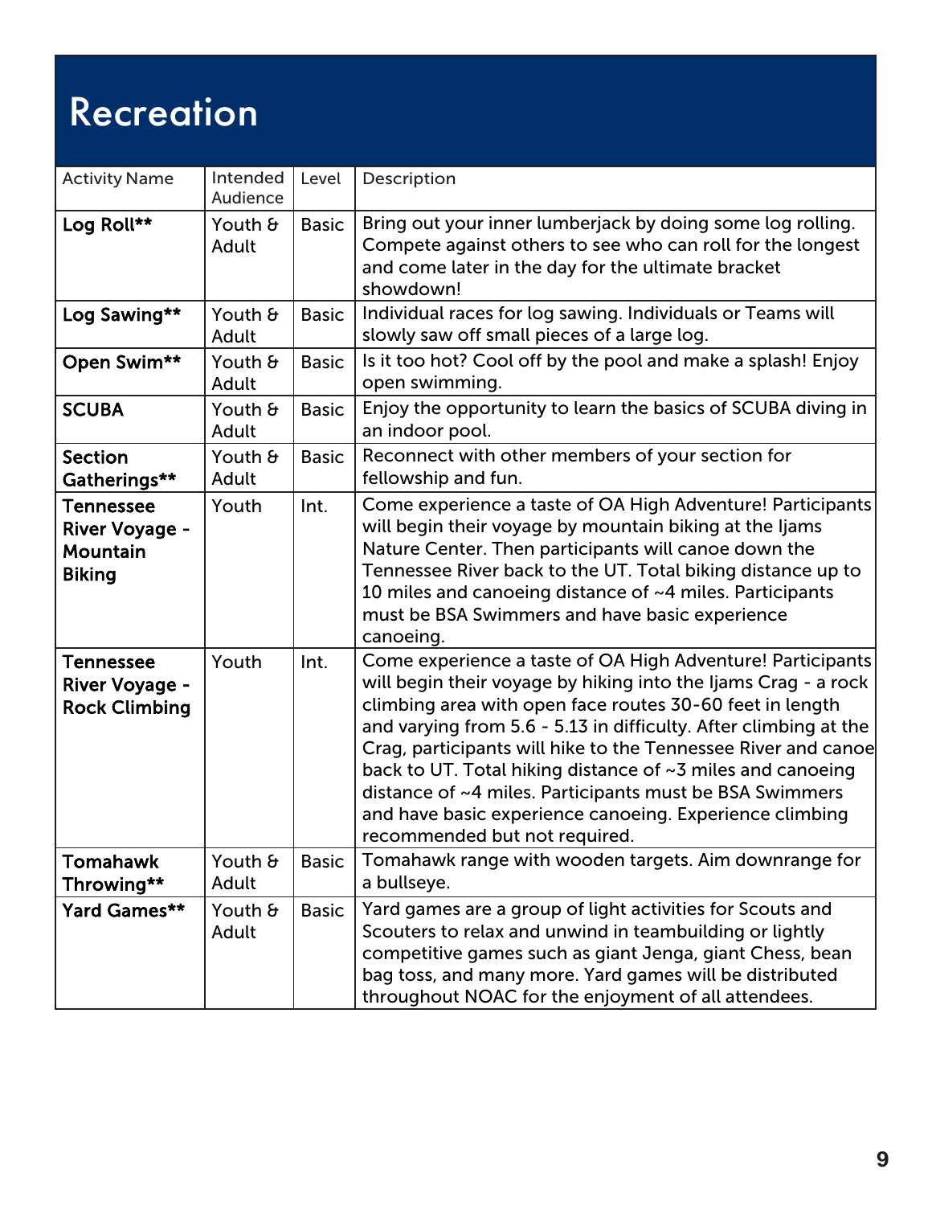# Recreation

| Activity Name | Intended Audience | Level | Description |
|---|---|---|---|
| **Log Roll**** | Youth & Adult | Basic | Bring out your inner lumberjack by doing some log rolling. Compete against others to see who can roll for the longest and come later in the day for the ultimate bracket showdown! |
| **Log Sawing**** | Youth & Adult | Basic | Individual races for log sawing. Individuals or Teams will slowly saw off small pieces of a large log. |
| **Open Swim**** | Youth & Adult | Basic | Is it too hot? Cool off by the pool and make a splash! Enjoy open swimming. |
| **SCUBA** | Youth & Adult | Basic | Enjoy the opportunity to learn the basics of SCUBA diving in an indoor pool. |
| **Section Gatherings**** | Youth & Adult | Basic | Reconnect with other members of your section for fellowship and fun. |
| **Tennessee River Voyage - Mountain Biking** | Youth | Int. | Come experience a taste of OA High Adventure! Participants will begin their voyage by mountain biking at the Ijams Nature Center. Then participants will canoe down the Tennessee River back to the UT. Total biking distance up to 10 miles and canoeing distance of ~4 miles. Participants must be BSA Swimmers and have basic experience canoeing. |
| **Tennessee River Voyage - Rock Climbing** | Youth | Int. | Come experience a taste of OA High Adventure! Participants will begin their voyage by hiking into the Ijams Crag - a rock climbing area with open face routes 30-60 feet in length and varying from 5.6 - 5.13 in difficulty. After climbing at the Crag, participants will hike to the Tennessee River and canoe back to UT. Total hiking distance of ~3 miles and canoeing distance of ~4 miles. Participants must be BSA Swimmers and have basic experience canoeing. Experience climbing recommended but not required. |
| **Tomahawk Throwing**** | Youth & Adult | Basic | Tomahawk range with wooden targets. Aim downrange for a bullseye. |
| **Yard Games**** | Youth & Adult | Basic | Yard games are a group of light activities for Scouts and Scouters to relax and unwind in teambuilding or lightly competitive games such as giant Jenga, giant Chess, bean bag toss, and many more. Yard games will be distributed throughout NOAC for the enjoyment of all attendees. |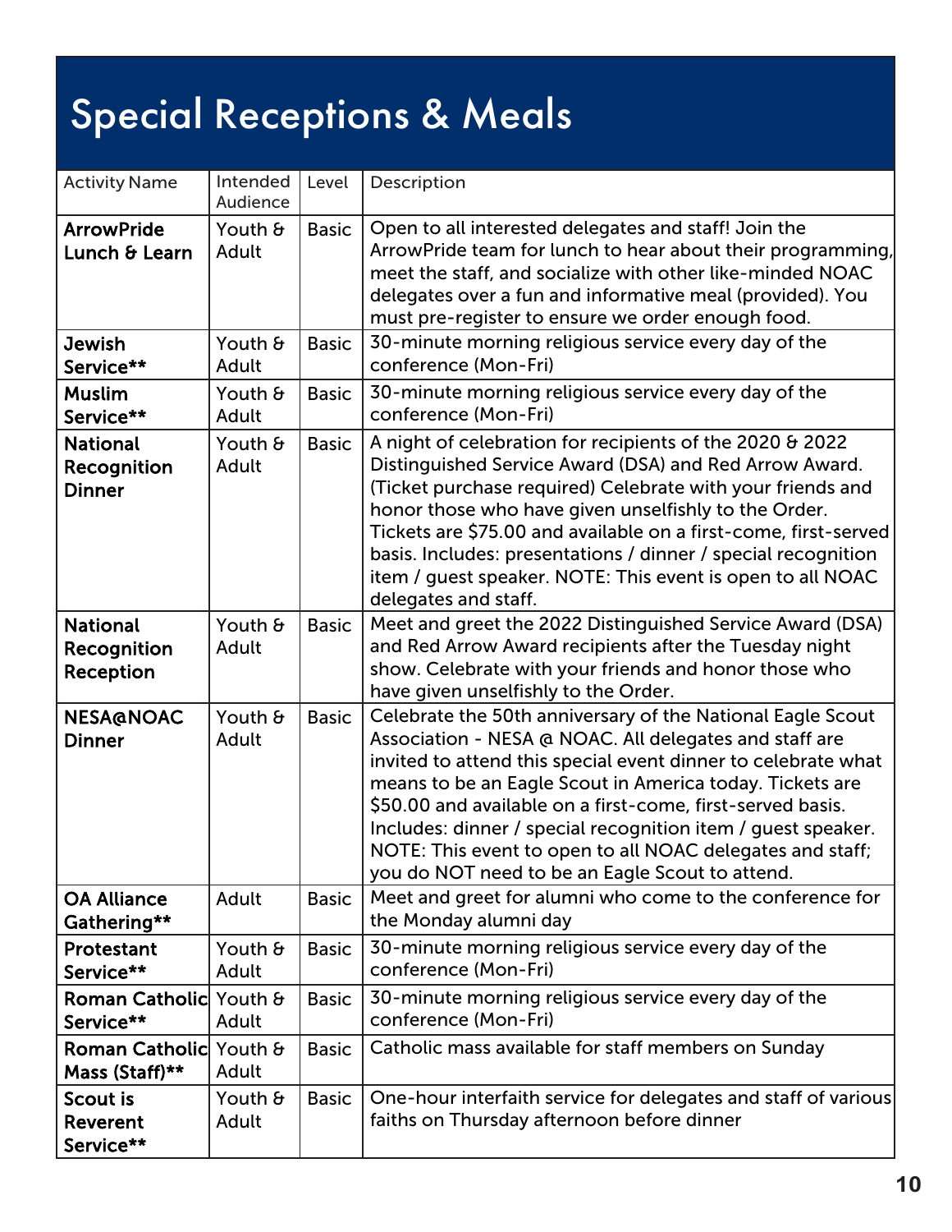# Special Receptions & Meals

| Activity Name | Intended Audience | Level | Description |
|---|---|---|---|
| **ArrowPride Lunch & Learn** | Youth & Adult | Basic | Open to all interested delegates and staff! Join the ArrowPride team for lunch to hear about their programming, meet the staff, and socialize with other like-minded NOAC delegates over a fun and informative meal (provided). You must pre-register to ensure we order enough food. |
| **Jewish Service\*\*** | Youth & Adult | Basic | 30-minute morning religious service every day of the conference (Mon-Fri) |
| **Muslim Service\*\*** | Youth & Adult | Basic | 30-minute morning religious service every day of the conference (Mon-Fri) |
| **National Recognition Dinner** | Youth & Adult | Basic | A night of celebration for recipients of the 2020 & 2022 Distinguished Service Award (DSA) and Red Arrow Award. (Ticket purchase required) Celebrate with your friends and honor those who have given unselfishly to the Order. Tickets are $75.00 and available on a first-come, first-served basis. Includes: presentations / dinner / special recognition item / guest speaker. NOTE: This event is open to all NOAC delegates and staff. |
| **National Recognition Reception** | Youth & Adult | Basic | Meet and greet the 2022 Distinguished Service Award (DSA) and Red Arrow Award recipients after the Tuesday night show. Celebrate with your friends and honor those who have given unselfishly to the Order. |
| **NESA@NOAC Dinner** | Youth & Adult | Basic | Celebrate the 50th anniversary of the National Eagle Scout Association - NESA @ NOAC. All delegates and staff are invited to attend this special event dinner to celebrate what means to be an Eagle Scout in America today. Tickets are $50.00 and available on a first-come, first-served basis. Includes: dinner / special recognition item / guest speaker. NOTE: This event to open to all NOAC delegates and staff; you do NOT need to be an Eagle Scout to attend. |
| **OA Alliance Gathering\*\*** | Adult | Basic | Meet and greet for alumni who come to the conference for the Monday alumni day |
| **Protestant Service\*\*** | Youth & Adult | Basic | 30-minute morning religious service every day of the conference (Mon-Fri) |
| **Roman Catholic Service\*\*** | Youth & Adult | Basic | 30-minute morning religious service every day of the conference (Mon-Fri) |
| **Roman Catholic Mass (Staff)\*\*** | Youth & Adult | Basic | Catholic mass available for staff members on Sunday |
| **Scout is Reverent Service\*\*** | Youth & Adult | Basic | One-hour interfaith service for delegates and staff of various faiths on Thursday afternoon before dinner |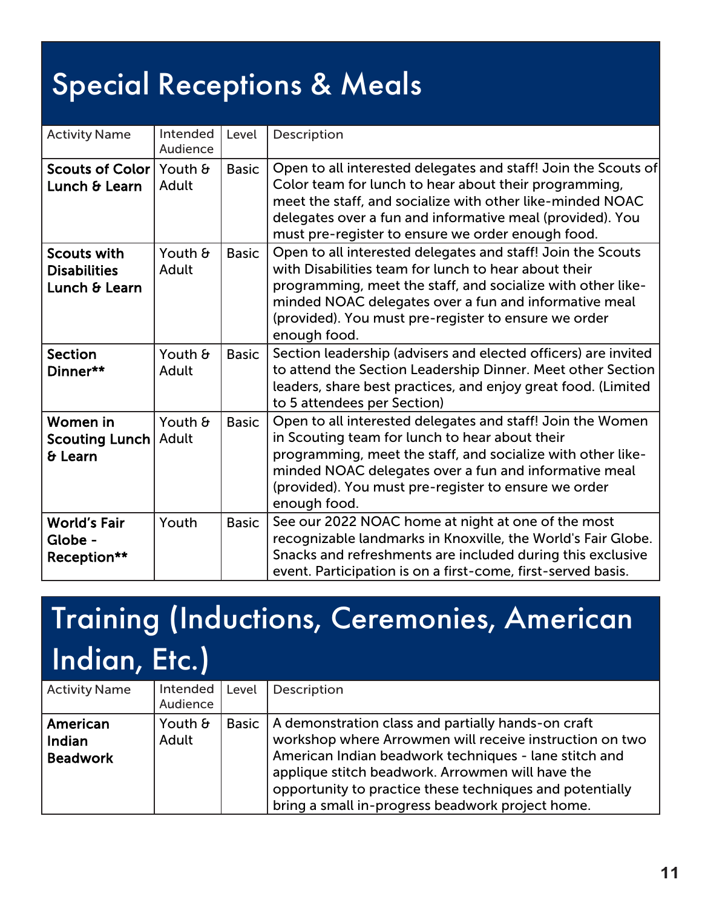# Special Receptions & Meals

| Activity Name | Intended Audience | Level | Description |
|---|---|---|---|
| **Scouts of Color Lunch & Learn** | Youth & Adult | Basic | Open to all interested delegates and staff! Join the Scouts of Color team for lunch to hear about their programming, meet the staff, and socialize with other like-minded NOAC delegates over a fun and informative meal (provided). You must pre-register to ensure we order enough food. |
| **Scouts with Disabilities Lunch & Learn** | Youth & Adult | Basic | Open to all interested delegates and staff! Join the Scouts with Disabilities team for lunch to hear about their programming, meet the staff, and socialize with other like-minded NOAC delegates over a fun and informative meal (provided). You must pre-register to ensure we order enough food. |
| **Section Dinner**** | Youth & Adult | Basic | Section leadership (advisers and elected officers) are invited to attend the Section Leadership Dinner. Meet other Section leaders, share best practices, and enjoy great food. (Limited to 5 attendees per Section) |
| **Women in Scouting Lunch & Learn** | Youth & Adult | Basic | Open to all interested delegates and staff! Join the Women in Scouting team for lunch to hear about their programming, meet the staff, and socialize with other like-minded NOAC delegates over a fun and informative meal (provided). You must pre-register to ensure we order enough food. |
| **World's Fair Globe - Reception**** | Youth | Basic | See our 2022 NOAC home at night at one of the most recognizable landmarks in Knoxville, the World's Fair Globe. Snacks and refreshments are included during this exclusive event. Participation is on a first-come, first-served basis. |

# Training (Inductions, Ceremonies, American Indian, Etc.)

| Activity Name | Intended Audience | Level | Description |
|---|---|---|---|
| **American Indian Beadwork** | Youth & Adult | Basic | A demonstration class and partially hands-on craft workshop where Arrowmen will receive instruction on two American Indian beadwork techniques - lane stitch and applique stitch beadwork. Arrowmen will have the opportunity to practice these techniques and potentially bring a small in-progress beadwork project home. |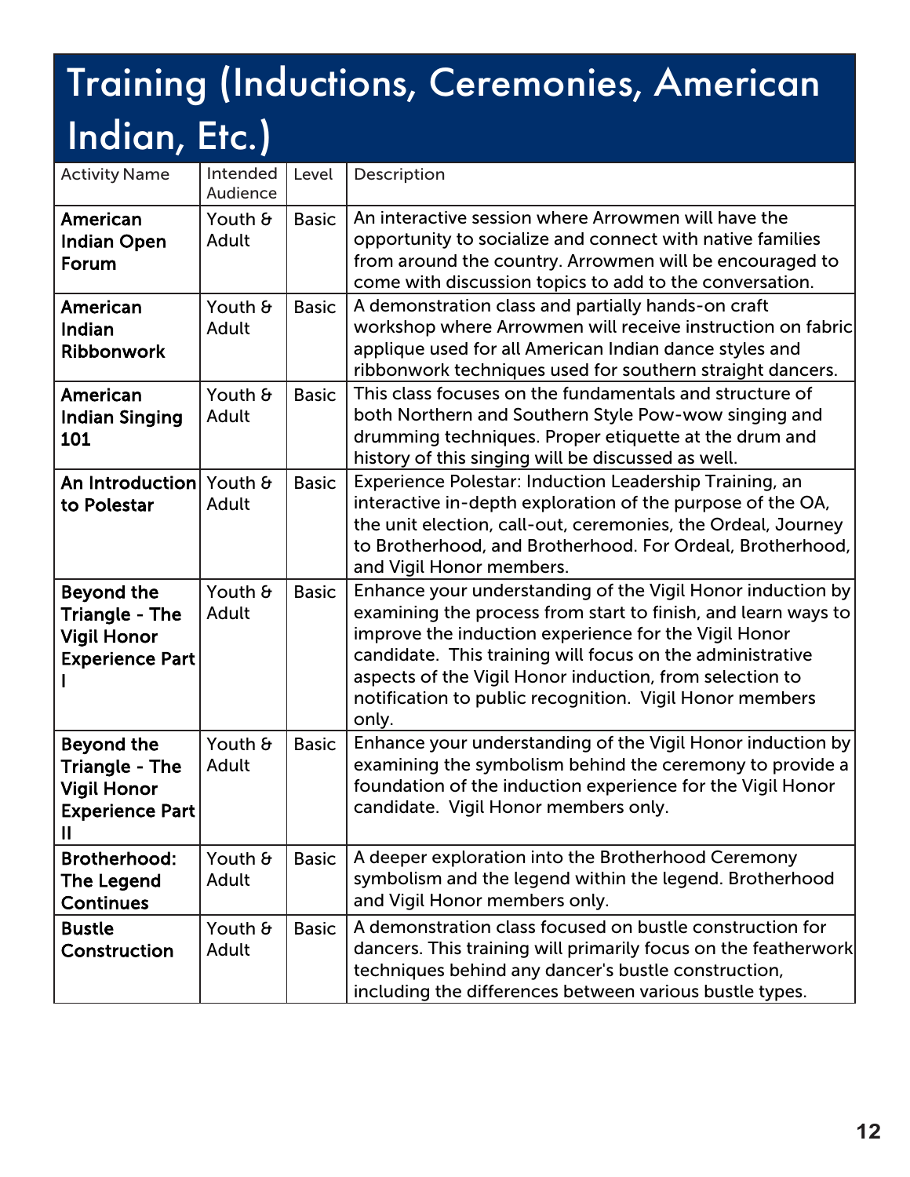# Training (Inductions, Ceremonies, American Indian, Etc.)

| Activity Name | Intended Audience | Level | Description |
|---|---|---|---|
| **American Indian Open Forum** | Youth & Adult | Basic | An interactive session where Arrowmen will have the opportunity to socialize and connect with native families from around the country. Arrowmen will be encouraged to come with discussion topics to add to the conversation. |
| **American Indian Ribbonwork** | Youth & Adult | Basic | A demonstration class and partially hands-on craft workshop where Arrowmen will receive instruction on fabric applique used for all American Indian dance styles and ribbonwork techniques used for southern straight dancers. |
| **American Indian Singing 101** | Youth & Adult | Basic | This class focuses on the fundamentals and structure of both Northern and Southern Style Pow-wow singing and drumming techniques. Proper etiquette at the drum and history of this singing will be discussed as well. |
| **An Introduction to Polestar** | Youth & Adult | Basic | Experience Polestar: Induction Leadership Training, an interactive in-depth exploration of the purpose of the OA, the unit election, call-out, ceremonies, the Ordeal, Journey to Brotherhood, and Brotherhood. For Ordeal, Brotherhood, and Vigil Honor members. |
| **Beyond the Triangle - The Vigil Honor Experience Part I** | Youth & Adult | Basic | Enhance your understanding of the Vigil Honor induction by examining the process from start to finish, and learn ways to improve the induction experience for the Vigil Honor candidate. This training will focus on the administrative aspects of the Vigil Honor induction, from selection to notification to public recognition. Vigil Honor members only. |
| **Beyond the Triangle - The Vigil Honor Experience Part II** | Youth & Adult | Basic | Enhance your understanding of the Vigil Honor induction by examining the symbolism behind the ceremony to provide a foundation of the induction experience for the Vigil Honor candidate. Vigil Honor members only. |
| **Brotherhood: The Legend Continues** | Youth & Adult | Basic | A deeper exploration into the Brotherhood Ceremony symbolism and the legend within the legend. Brotherhood and Vigil Honor members only. |
| **Bustle Construction** | Youth & Adult | Basic | A demonstration class focused on bustle construction for dancers. This training will primarily focus on the featherwork techniques behind any dancer's bustle construction, including the differences between various bustle types. |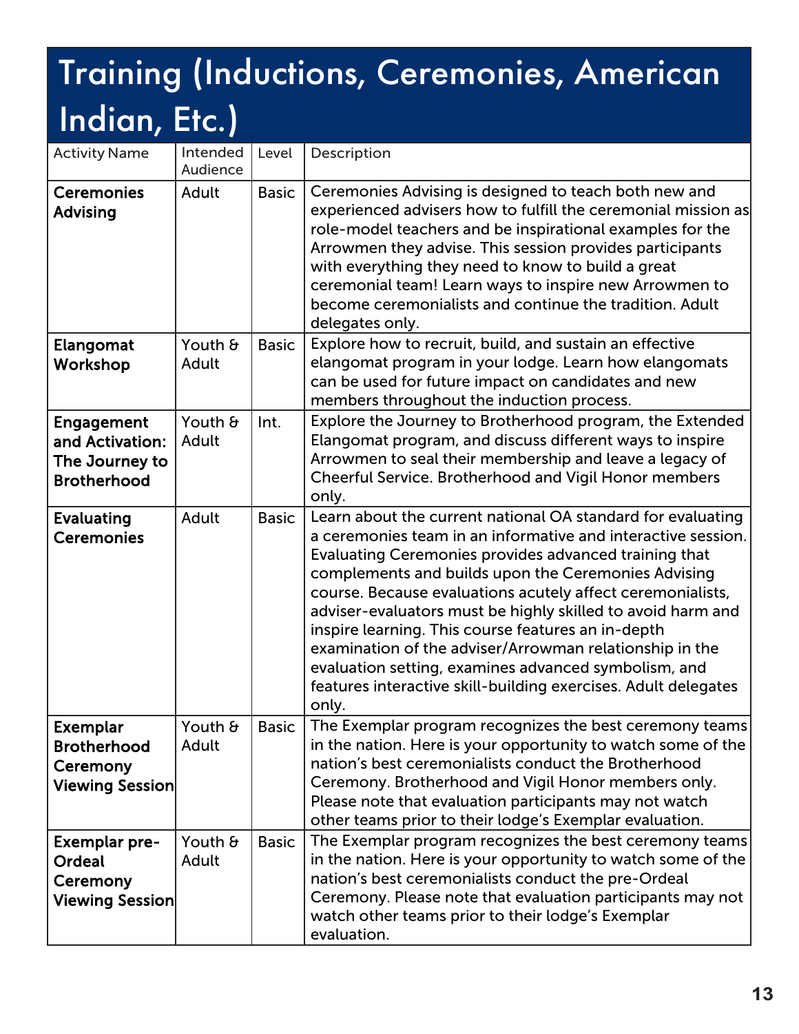# Training (Inductions, Ceremonies, American Indian, Etc.)

| Activity Name | Intended Audience | Level | Description |
|---|---|---|---|
| **Ceremonies Advising** | Adult | Basic | Ceremonies Advising is designed to teach both new and experienced advisers how to fulfill the ceremonial mission as role-model teachers and be inspirational examples for the Arrowmen they advise. This session provides participants with everything they need to know to build a great ceremonial team! Learn ways to inspire new Arrowmen to become ceremonialists and continue the tradition. Adult delegates only. |
| **Elangomat Workshop** | Youth & Adult | Basic | Explore how to recruit, build, and sustain an effective elangomat program in your lodge. Learn how elangomats can be used for future impact on candidates and new members throughout the induction process. |
| **Engagement and Activation: The Journey to Brotherhood** | Youth & Adult | Int. | Explore the Journey to Brotherhood program, the Extended Elangomat program, and discuss different ways to inspire Arrowmen to seal their membership and leave a legacy of Cheerful Service. Brotherhood and Vigil Honor members only. |
| **Evaluating Ceremonies** | Adult | Basic | Learn about the current national OA standard for evaluating a ceremonies team in an informative and interactive session. Evaluating Ceremonies provides advanced training that complements and builds upon the Ceremonies Advising course. Because evaluations acutely affect ceremonialists, adviser-evaluators must be highly skilled to avoid harm and inspire learning. This course features an in-depth examination of the adviser/Arrowman relationship in the evaluation setting, examines advanced symbolism, and features interactive skill-building exercises. Adult delegates only. |
| **Exemplar Brotherhood Ceremony Viewing Session** | Youth & Adult | Basic | The Exemplar program recognizes the best ceremony teams in the nation. Here is your opportunity to watch some of the nation's best ceremonialists conduct the Brotherhood Ceremony. Brotherhood and Vigil Honor members only. Please note that evaluation participants may not watch other teams prior to their lodge's Exemplar evaluation. |
| **Exemplar pre-Ordeal Ceremony Viewing Session** | Youth & Adult | Basic | The Exemplar program recognizes the best ceremony teams in the nation. Here is your opportunity to watch some of the nation's best ceremonialists conduct the pre-Ordeal Ceremony. Please note that evaluation participants may not watch other teams prior to their lodge's Exemplar evaluation. |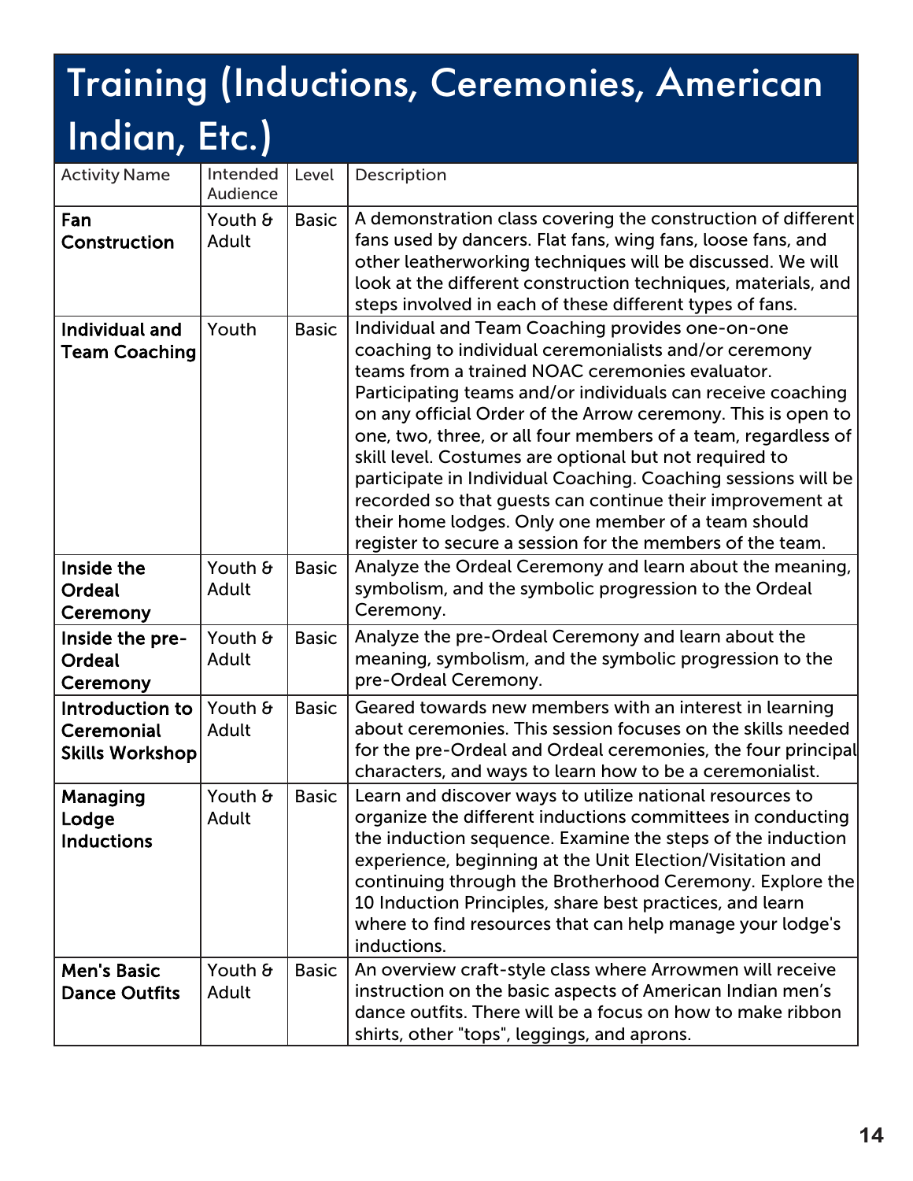# Training (Inductions, Ceremonies, American Indian, Etc.)

| Activity Name | Intended Audience | Level | Description |
|---|---|---|---|
| **Fan Construction** | Youth & Adult | Basic | A demonstration class covering the construction of different fans used by dancers. Flat fans, wing fans, loose fans, and other leatherworking techniques will be discussed. We will look at the different construction techniques, materials, and steps involved in each of these different types of fans. |
| **Individual and Team Coaching** | Youth | Basic | Individual and Team Coaching provides one-on-one coaching to individual ceremonialists and/or ceremony teams from a trained NOAC ceremonies evaluator. Participating teams and/or individuals can receive coaching on any official Order of the Arrow ceremony. This is open to one, two, three, or all four members of a team, regardless of skill level. Costumes are optional but not required to participate in Individual Coaching. Coaching sessions will be recorded so that guests can continue their improvement at their home lodges. Only one member of a team should register to secure a session for the members of the team. |
| **Inside the Ordeal Ceremony** | Youth & Adult | Basic | Analyze the Ordeal Ceremony and learn about the meaning, symbolism, and the symbolic progression to the Ordeal Ceremony. |
| **Inside the pre-Ordeal Ceremony** | Youth & Adult | Basic | Analyze the pre-Ordeal Ceremony and learn about the meaning, symbolism, and the symbolic progression to the pre-Ordeal Ceremony. |
| **Introduction to Ceremonial Skills Workshop** | Youth & Adult | Basic | Geared towards new members with an interest in learning about ceremonies. This session focuses on the skills needed for the pre-Ordeal and Ordeal ceremonies, the four principal characters, and ways to learn how to be a ceremonialist. |
| **Managing Lodge Inductions** | Youth & Adult | Basic | Learn and discover ways to utilize national resources to organize the different inductions committees in conducting the induction sequence. Examine the steps of the induction experience, beginning at the Unit Election/Visitation and continuing through the Brotherhood Ceremony. Explore the 10 Induction Principles, share best practices, and learn where to find resources that can help manage your lodge's inductions. |
| **Men's Basic Dance Outfits** | Youth & Adult | Basic | An overview craft-style class where Arrowmen will receive instruction on the basic aspects of American Indian men's dance outfits. There will be a focus on how to make ribbon shirts, other "tops", leggings, and aprons. |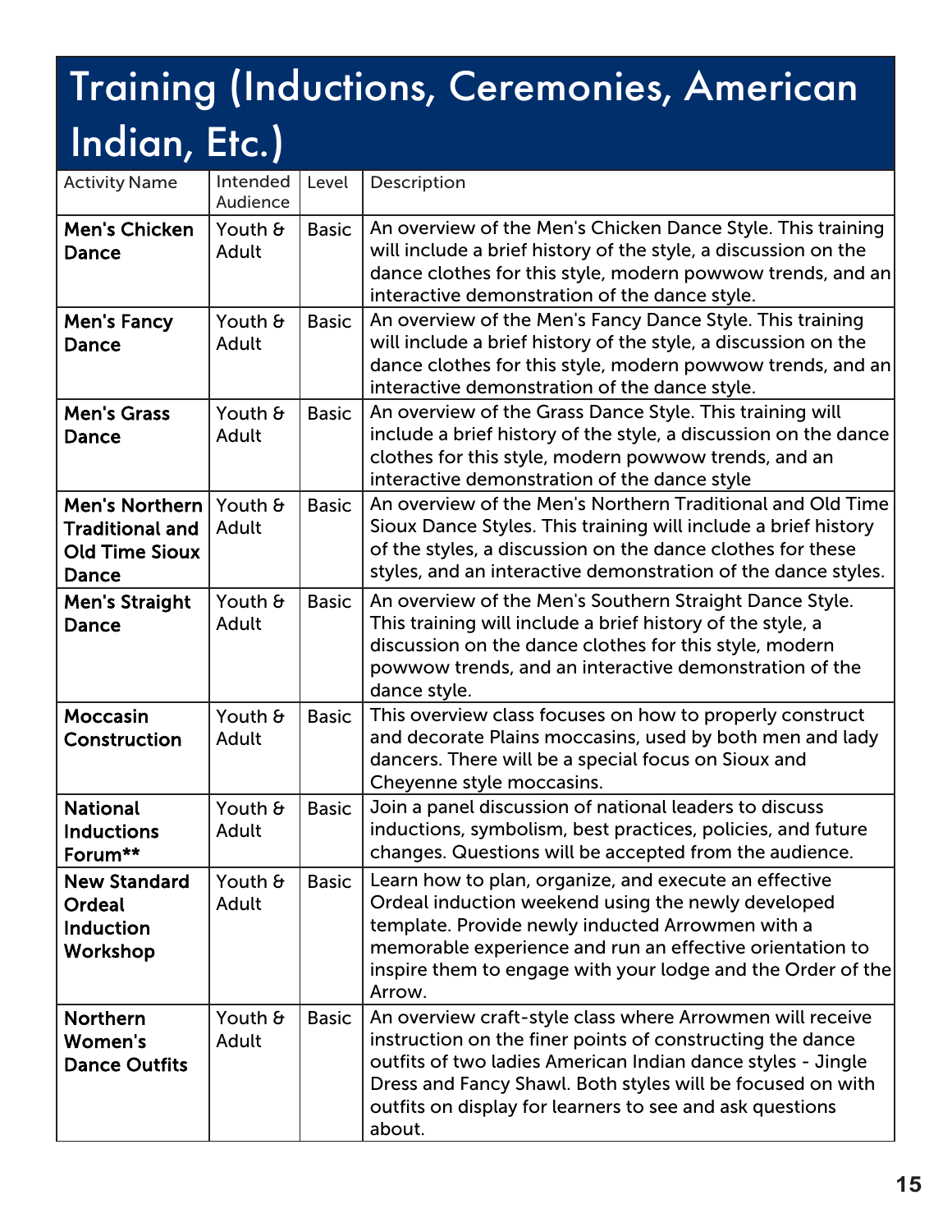# Training (Inductions, Ceremonies, American Indian, Etc.)

| Activity Name | Intended Audience | Level | Description |
|---|---|---|---|
| **Men's Chicken Dance** | Youth & Adult | Basic | An overview of the Men's Chicken Dance Style. This training will include a brief history of the style, a discussion on the dance clothes for this style, modern powwow trends, and an interactive demonstration of the dance style. |
| **Men's Fancy Dance** | Youth & Adult | Basic | An overview of the Men's Fancy Dance Style. This training will include a brief history of the style, a discussion on the dance clothes for this style, modern powwow trends, and an interactive demonstration of the dance style. |
| **Men's Grass Dance** | Youth & Adult | Basic | An overview of the Grass Dance Style. This training will include a brief history of the style, a discussion on the dance clothes for this style, modern powwow trends, and an interactive demonstration of the dance style |
| **Men's Northern Traditional and Old Time Sioux Dance** | Youth & Adult | Basic | An overview of the Men's Northern Traditional and Old Time Sioux Dance Styles. This training will include a brief history of the styles, a discussion on the dance clothes for these styles, and an interactive demonstration of the dance styles. |
| **Men's Straight Dance** | Youth & Adult | Basic | An overview of the Men's Southern Straight Dance Style. This training will include a brief history of the style, a discussion on the dance clothes for this style, modern powwow trends, and an interactive demonstration of the dance style. |
| **Moccasin Construction** | Youth & Adult | Basic | This overview class focuses on how to properly construct and decorate Plains moccasins, used by both men and lady dancers. There will be a special focus on Sioux and Cheyenne style moccasins. |
| **National Inductions Forum**** | Youth & Adult | Basic | Join a panel discussion of national leaders to discuss inductions, symbolism, best practices, policies, and future changes. Questions will be accepted from the audience. |
| **New Standard Ordeal Induction Workshop** | Youth & Adult | Basic | Learn how to plan, organize, and execute an effective Ordeal induction weekend using the newly developed template. Provide newly inducted Arrowmen with a memorable experience and run an effective orientation to inspire them to engage with your lodge and the Order of the Arrow. |
| **Northern Women's Dance Outfits** | Youth & Adult | Basic | An overview craft-style class where Arrowmen will receive instruction on the finer points of constructing the dance outfits of two ladies American Indian dance styles - Jingle Dress and Fancy Shawl. Both styles will be focused on with outfits on display for learners to see and ask questions about. |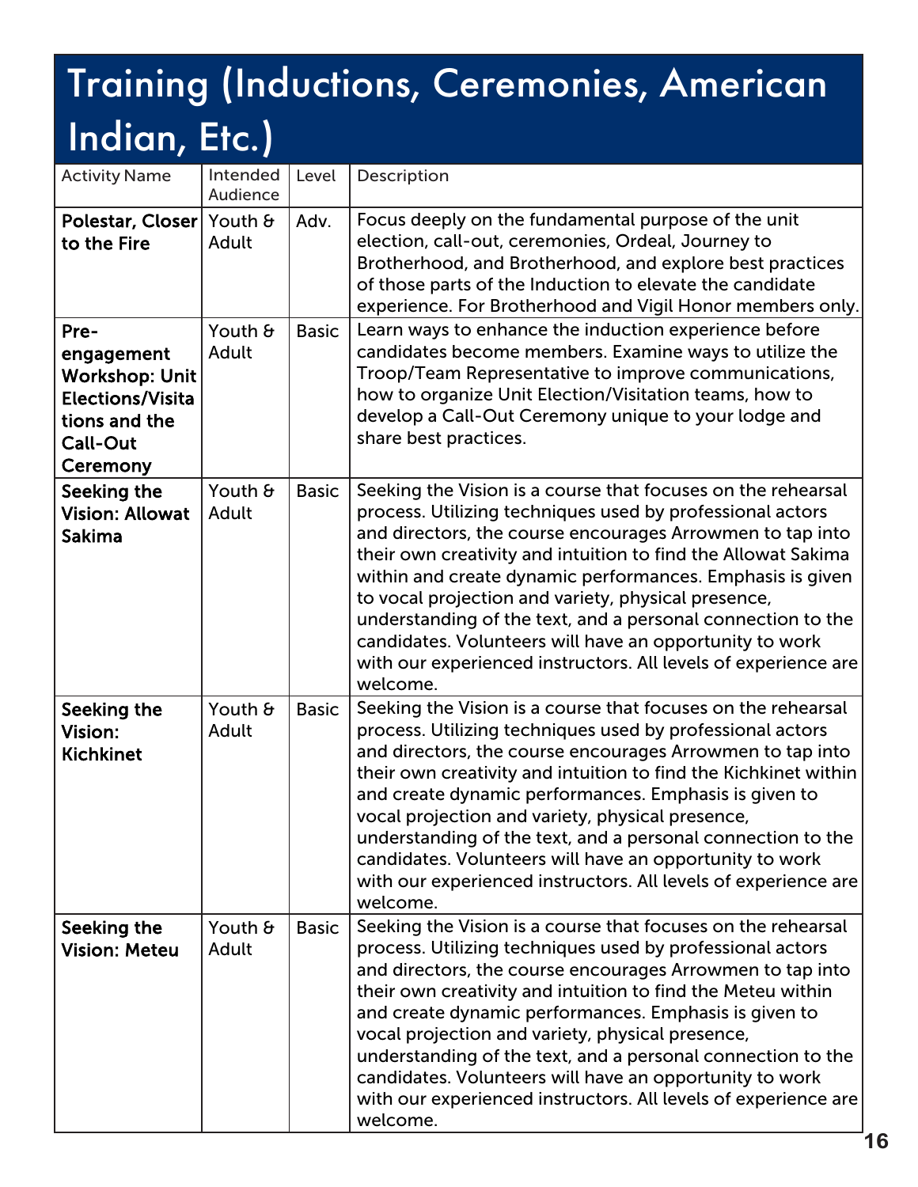# Training (Inductions, Ceremonies, American Indian, Etc.)

| Activity Name | Intended Audience | Level | Description |
|---|---|---|---|
| **Polestar, Closer to the Fire** | Youth & Adult | Adv. | Focus deeply on the fundamental purpose of the unit election, call-out, ceremonies, Ordeal, Journey to Brotherhood, and Brotherhood, and explore best practices of those parts of the Induction to elevate the candidate experience. For Brotherhood and Vigil Honor members only. |
| **Pre-engagement Workshop: Unit Elections/Visitations and the Call-Out Ceremony** | Youth & Adult | Basic | Learn ways to enhance the induction experience before candidates become members. Examine ways to utilize the Troop/Team Representative to improve communications, how to organize Unit Election/Visitation teams, how to develop a Call-Out Ceremony unique to your lodge and share best practices. |
| **Seeking the Vision: Allowat Sakima** | Youth & Adult | Basic | Seeking the Vision is a course that focuses on the rehearsal process. Utilizing techniques used by professional actors and directors, the course encourages Arrowmen to tap into their own creativity and intuition to find the Allowat Sakima within and create dynamic performances. Emphasis is given to vocal projection and variety, physical presence, understanding of the text, and a personal connection to the candidates. Volunteers will have an opportunity to work with our experienced instructors. All levels of experience are welcome. |
| **Seeking the Vision: Kichkinet** | Youth & Adult | Basic | Seeking the Vision is a course that focuses on the rehearsal process. Utilizing techniques used by professional actors and directors, the course encourages Arrowmen to tap into their own creativity and intuition to find the Kichkinet within and create dynamic performances. Emphasis is given to vocal projection and variety, physical presence, understanding of the text, and a personal connection to the candidates. Volunteers will have an opportunity to work with our experienced instructors. All levels of experience are welcome. |
| **Seeking the Vision: Meteu** | Youth & Adult | Basic | Seeking the Vision is a course that focuses on the rehearsal process. Utilizing techniques used by professional actors and directors, the course encourages Arrowmen to tap into their own creativity and intuition to find the Meteu within and create dynamic performances. Emphasis is given to vocal projection and variety, physical presence, understanding of the text, and a personal connection to the candidates. Volunteers will have an opportunity to work with our experienced instructors. All levels of experience are welcome. |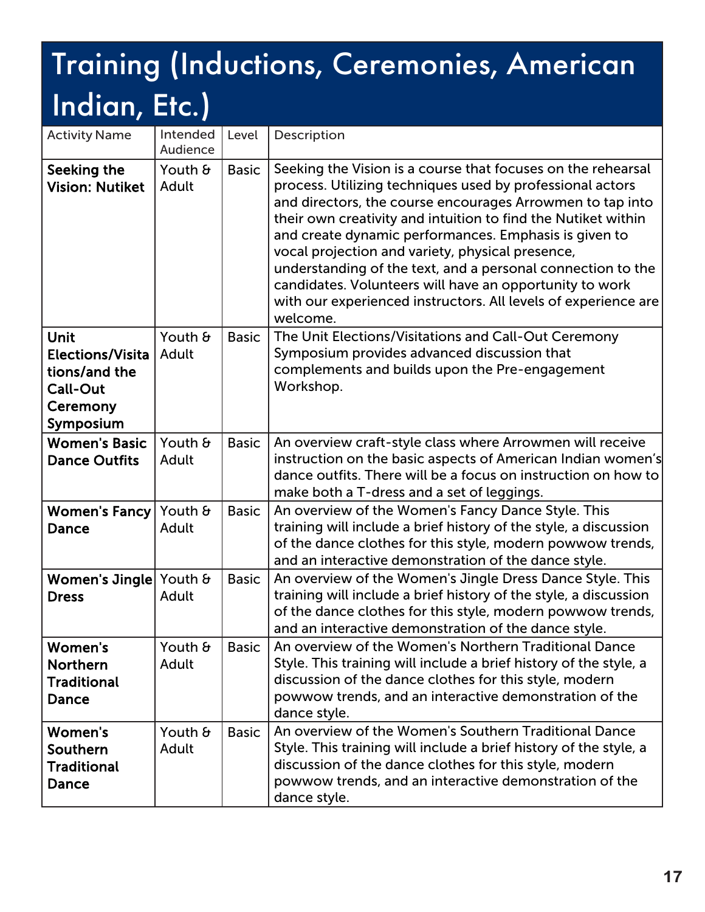# Training (Inductions, Ceremonies, American Indian, Etc.)

| Activity Name | Intended Audience | Level | Description |
|---|---|---|---|
| **Seeking the Vision: Nutiket** | Youth & Adult | Basic | Seeking the Vision is a course that focuses on the rehearsal process. Utilizing techniques used by professional actors and directors, the course encourages Arrowmen to tap into their own creativity and intuition to find the Nutiket within and create dynamic performances. Emphasis is given to vocal projection and variety, physical presence, understanding of the text, and a personal connection to the candidates. Volunteers will have an opportunity to work with our experienced instructors. All levels of experience are welcome. |
| **Unit Elections/Visitations/and the Call-Out Ceremony Symposium** | Youth & Adult | Basic | The Unit Elections/Visitations and Call-Out Ceremony Symposium provides advanced discussion that complements and builds upon the Pre-engagement Workshop. |
| **Women's Basic Dance Outfits** | Youth & Adult | Basic | An overview craft-style class where Arrowmen will receive instruction on the basic aspects of American Indian women's dance outfits. There will be a focus on instruction on how to make both a T-dress and a set of leggings. |
| **Women's Fancy Dance** | Youth & Adult | Basic | An overview of the Women's Fancy Dance Style. This training will include a brief history of the style, a discussion of the dance clothes for this style, modern powwow trends, and an interactive demonstration of the dance style. |
| **Women's Jingle Dress** | Youth & Adult | Basic | An overview of the Women's Jingle Dress Dance Style. This training will include a brief history of the style, a discussion of the dance clothes for this style, modern powwow trends, and an interactive demonstration of the dance style. |
| **Women's Northern Traditional Dance** | Youth & Adult | Basic | An overview of the Women's Northern Traditional Dance Style. This training will include a brief history of the style, a discussion of the dance clothes for this style, modern powwow trends, and an interactive demonstration of the dance style. |
| **Women's Southern Traditional Dance** | Youth & Adult | Basic | An overview of the Women's Southern Traditional Dance Style. This training will include a brief history of the style, a discussion of the dance clothes for this style, modern powwow trends, and an interactive demonstration of the dance style. |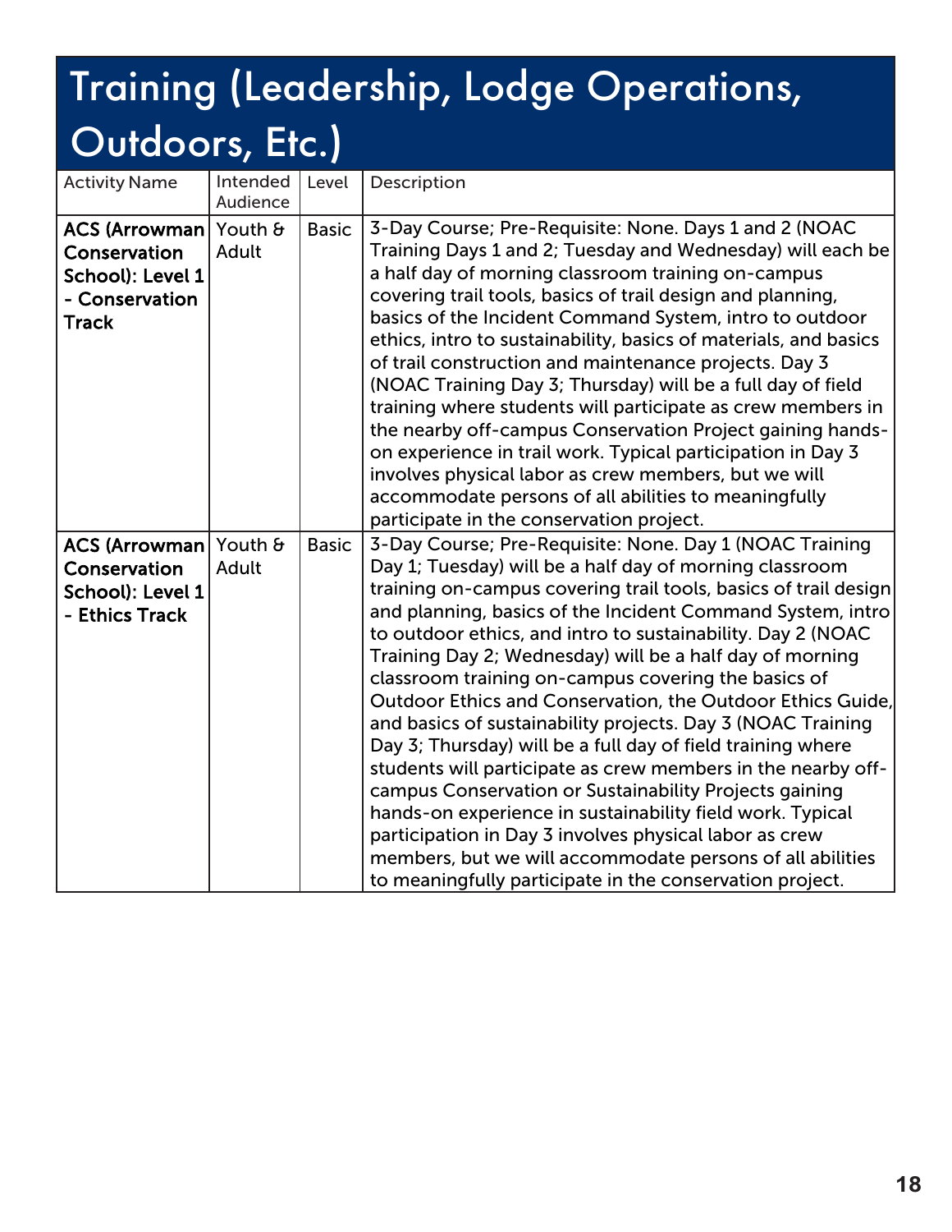# Training (Leadership, Lodge Operations, Outdoors, Etc.)

| Activity Name | Intended Audience | Level | Description |
|---|---|---|---|
| **ACS (Arrowman Conservation School): Level 1 - Conservation Track** | Youth & Adult | Basic | 3-Day Course; Pre-Requisite: None. Days 1 and 2 (NOAC Training Days 1 and 2; Tuesday and Wednesday) will each be a half day of morning classroom training on-campus covering trail tools, basics of trail design and planning, basics of the Incident Command System, intro to outdoor ethics, intro to sustainability, basics of materials, and basics of trail construction and maintenance projects. Day 3 (NOAC Training Day 3; Thursday) will be a full day of field training where students will participate as crew members in the nearby off-campus Conservation Project gaining hands-on experience in trail work. Typical participation in Day 3 involves physical labor as crew members, but we will accommodate persons of all abilities to meaningfully participate in the conservation project. |
| **ACS (Arrowman Conservation School): Level 1 - Ethics Track** | Youth & Adult | Basic | 3-Day Course; Pre-Requisite: None. Day 1 (NOAC Training Day 1; Tuesday) will be a half day of morning classroom training on-campus covering trail tools, basics of trail design and planning, basics of the Incident Command System, intro to outdoor ethics, and intro to sustainability. Day 2 (NOAC Training Day 2; Wednesday) will be a half day of morning classroom training on-campus covering the basics of Outdoor Ethics and Conservation, the Outdoor Ethics Guide, and basics of sustainability projects. Day 3 (NOAC Training Day 3; Thursday) will be a full day of field training where students will participate as crew members in the nearby off-campus Conservation or Sustainability Projects gaining hands-on experience in sustainability field work. Typical participation in Day 3 involves physical labor as crew members, but we will accommodate persons of all abilities to meaningfully participate in the conservation project. |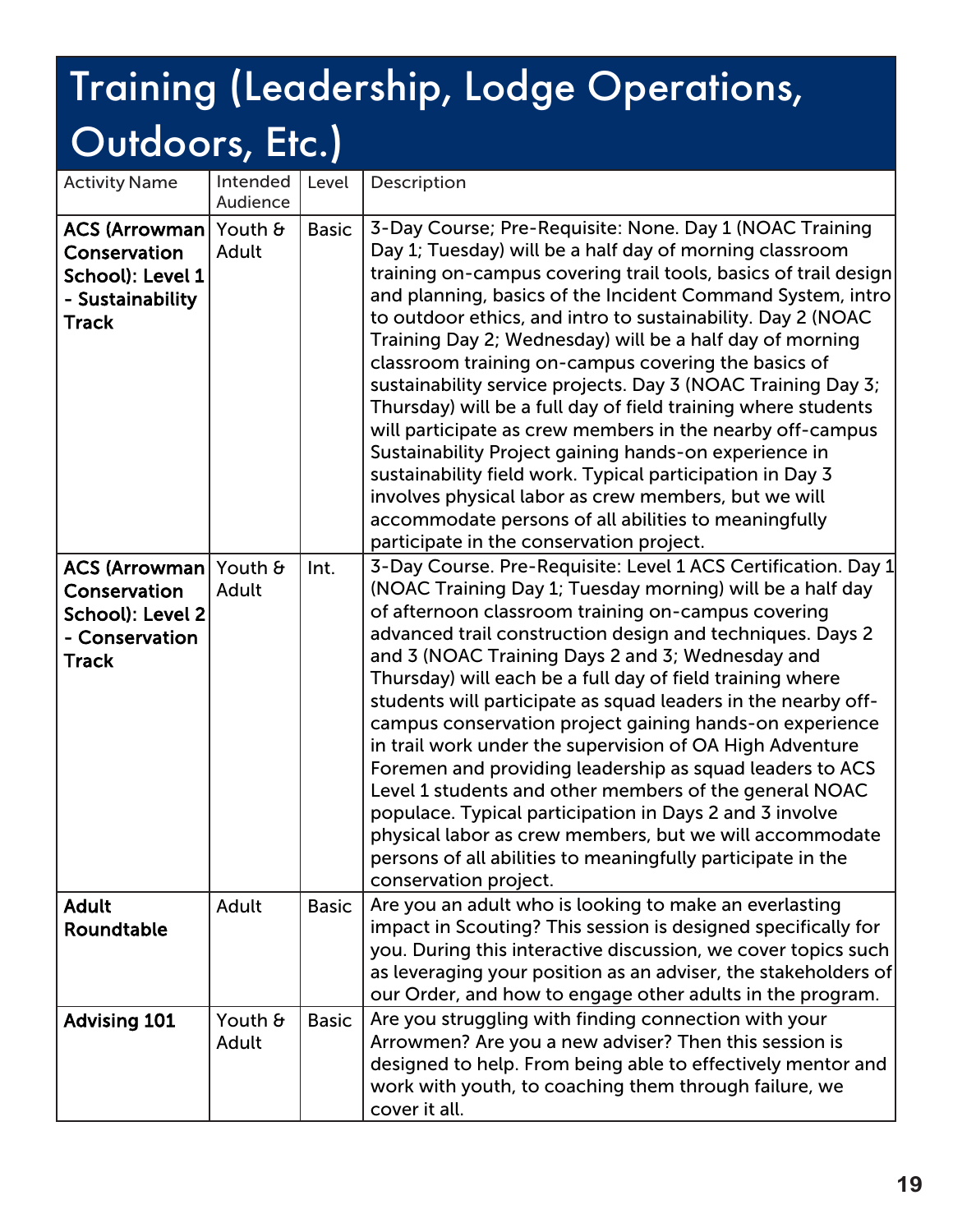# Training (Leadership, Lodge Operations, Outdoors, Etc.)

| Activity Name | Intended Audience | Level | Description |
|---|---|---|---|
| **ACS (Arrowman Conservation School): Level 1 - Sustainability Track** | Youth & Adult | Basic | 3-Day Course; Pre-Requisite: None. Day 1 (NOAC Training Day 1; Tuesday) will be a half day of morning classroom training on-campus covering trail tools, basics of trail design and planning, basics of the Incident Command System, intro to outdoor ethics, and intro to sustainability. Day 2 (NOAC Training Day 2; Wednesday) will be a half day of morning classroom training on-campus covering the basics of sustainability service projects. Day 3 (NOAC Training Day 3; Thursday) will be a full day of field training where students will participate as crew members in the nearby off-campus Sustainability Project gaining hands-on experience in sustainability field work. Typical participation in Day 3 involves physical labor as crew members, but we will accommodate persons of all abilities to meaningfully participate in the conservation project. |
| **ACS (Arrowman Conservation School): Level 2 - Conservation Track** | Youth & Adult | Int. | 3-Day Course. Pre-Requisite: Level 1 ACS Certification. Day 1 (NOAC Training Day 1; Tuesday morning) will be a half day of afternoon classroom training on-campus covering advanced trail construction design and techniques. Days 2 and 3 (NOAC Training Days 2 and 3; Wednesday and Thursday) will each be a full day of field training where students will participate as squad leaders in the nearby off-campus conservation project gaining hands-on experience in trail work under the supervision of OA High Adventure Foremen and providing leadership as squad leaders to ACS Level 1 students and other members of the general NOAC populace. Typical participation in Days 2 and 3 involve physical labor as crew members, but we will accommodate persons of all abilities to meaningfully participate in the conservation project. |
| **Adult Roundtable** | Adult | Basic | Are you an adult who is looking to make an everlasting impact in Scouting? This session is designed specifically for you. During this interactive discussion, we cover topics such as leveraging your position as an adviser, the stakeholders of our Order, and how to engage other adults in the program. |
| **Advising 101** | Youth & Adult | Basic | Are you struggling with finding connection with your Arrowmen? Are you a new adviser? Then this session is designed to help. From being able to effectively mentor and work with youth, to coaching them through failure, we cover it all. |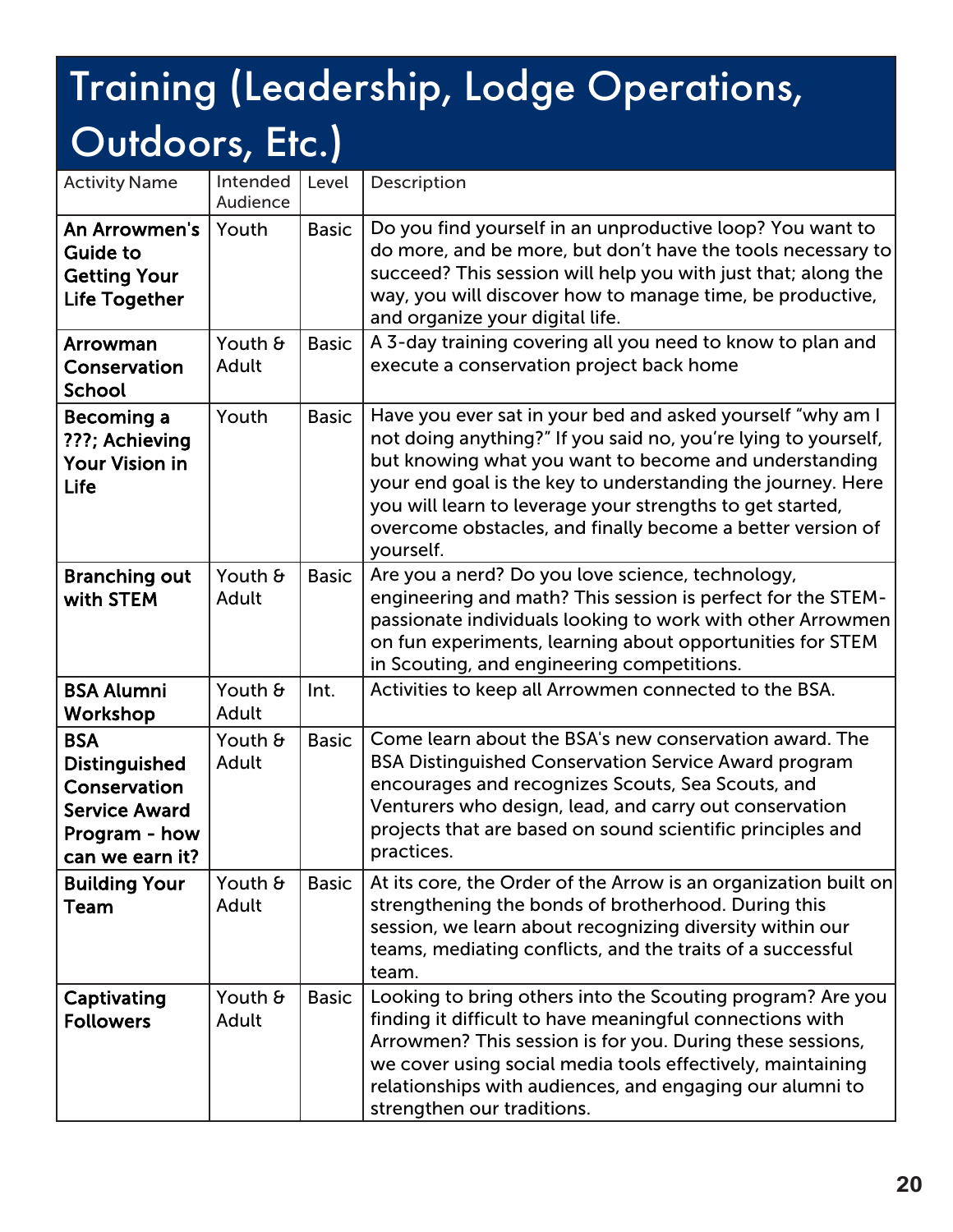# Training (Leadership, Lodge Operations, Outdoors, Etc.)

| Activity Name | Intended Audience | Level | Description |
|---|---|---|---|
| **An Arrowmen's Guide to Getting Your Life Together** | Youth | Basic | Do you find yourself in an unproductive loop? You want to do more, and be more, but don't have the tools necessary to succeed? This session will help you with just that; along the way, you will discover how to manage time, be productive, and organize your digital life. |
| **Arrowman Conservation School** | Youth & Adult | Basic | A 3-day training covering all you need to know to plan and execute a conservation project back home |
| **Becoming a ???; Achieving Your Vision in Life** | Youth | Basic | Have you ever sat in your bed and asked yourself "why am I not doing anything?" If you said no, you're lying to yourself, but knowing what you want to become and understanding your end goal is the key to understanding the journey. Here you will learn to leverage your strengths to get started, overcome obstacles, and finally become a better version of yourself. |
| **Branching out with STEM** | Youth & Adult | Basic | Are you a nerd? Do you love science, technology, engineering and math? This session is perfect for the STEM-passionate individuals looking to work with other Arrowmen on fun experiments, learning about opportunities for STEM in Scouting, and engineering competitions. |
| **BSA Alumni Workshop** | Youth & Adult | Int. | Activities to keep all Arrowmen connected to the BSA. |
| **BSA Distinguished Conservation Service Award Program - how can we earn it?** | Youth & Adult | Basic | Come learn about the BSA's new conservation award. The BSA Distinguished Conservation Service Award program encourages and recognizes Scouts, Sea Scouts, and Venturers who design, lead, and carry out conservation projects that are based on sound scientific principles and practices. |
| **Building Your Team** | Youth & Adult | Basic | At its core, the Order of the Arrow is an organization built on strengthening the bonds of brotherhood. During this session, we learn about recognizing diversity within our teams, mediating conflicts, and the traits of a successful team. |
| **Captivating Followers** | Youth & Adult | Basic | Looking to bring others into the Scouting program? Are you finding it difficult to have meaningful connections with Arrowmen? This session is for you. During these sessions, we cover using social media tools effectively, maintaining relationships with audiences, and engaging our alumni to strengthen our traditions. |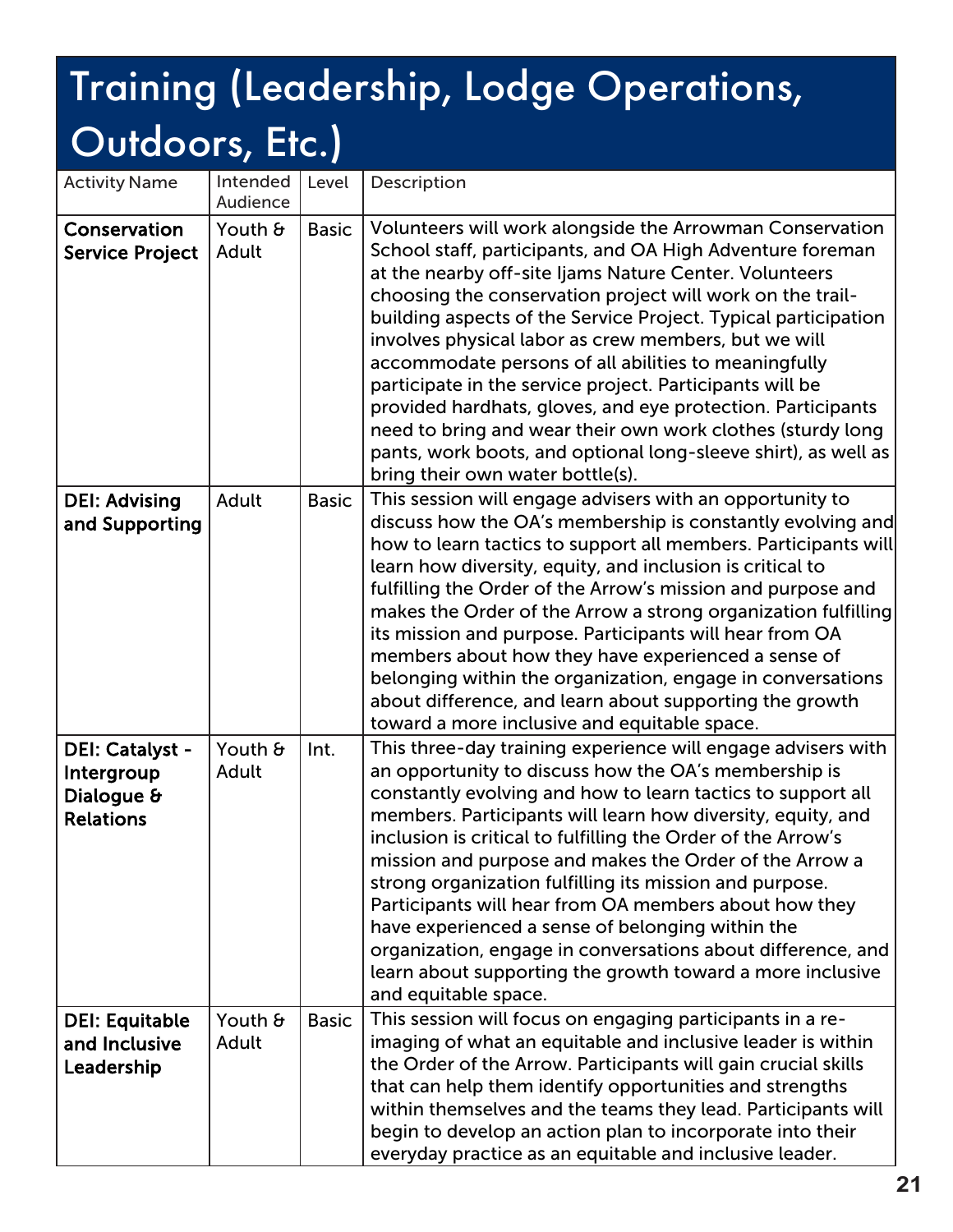# Training (Leadership, Lodge Operations, Outdoors, Etc.)

| Activity Name | Intended Audience | Level | Description |
|---|---|---|---|
| **Conservation Service Project** | Youth & Adult | Basic | Volunteers will work alongside the Arrowman Conservation School staff, participants, and OA High Adventure foreman at the nearby off-site Ijams Nature Center. Volunteers choosing the conservation project will work on the trail-building aspects of the Service Project. Typical participation involves physical labor as crew members, but we will accommodate persons of all abilities to meaningfully participate in the service project. Participants will be provided hardhats, gloves, and eye protection. Participants need to bring and wear their own work clothes (sturdy long pants, work boots, and optional long-sleeve shirt), as well as bring their own water bottle(s). |
| **DEI: Advising and Supporting** | Adult | Basic | This session will engage advisers with an opportunity to discuss how the OA's membership is constantly evolving and how to learn tactics to support all members. Participants will learn how diversity, equity, and inclusion is critical to fulfilling the Order of the Arrow's mission and purpose and makes the Order of the Arrow a strong organization fulfilling its mission and purpose. Participants will hear from OA members about how they have experienced a sense of belonging within the organization, engage in conversations about difference, and learn about supporting the growth toward a more inclusive and equitable space. |
| **DEI: Catalyst - Intergroup Dialogue & Relations** | Youth & Adult | Int. | This three-day training experience will engage advisers with an opportunity to discuss how the OA's membership is constantly evolving and how to learn tactics to support all members. Participants will learn how diversity, equity, and inclusion is critical to fulfilling the Order of the Arrow's mission and purpose and makes the Order of the Arrow a strong organization fulfilling its mission and purpose. Participants will hear from OA members about how they have experienced a sense of belonging within the organization, engage in conversations about difference, and learn about supporting the growth toward a more inclusive and equitable space. |
| **DEI: Equitable and Inclusive Leadership** | Youth & Adult | Basic | This session will focus on engaging participants in a re-imaging of what an equitable and inclusive leader is within the Order of the Arrow. Participants will gain crucial skills that can help them identify opportunities and strengths within themselves and the teams they lead. Participants will begin to develop an action plan to incorporate into their everyday practice as an equitable and inclusive leader. |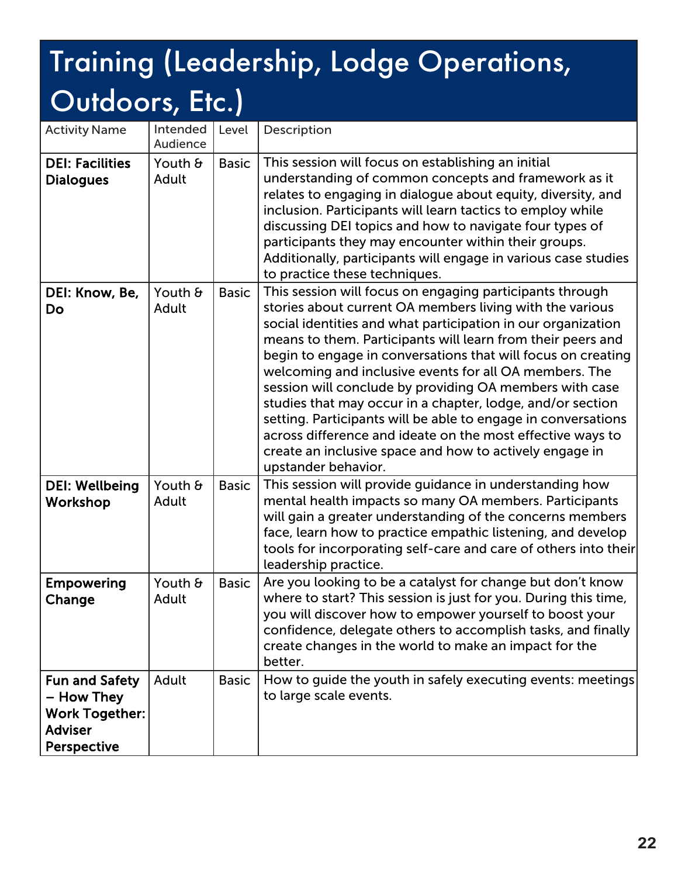# Training (Leadership, Lodge Operations, Outdoors, Etc.)

| Activity Name | Intended Audience | Level | Description |
|---|---|---|---|
| **DEI: Facilities Dialogues** | Youth & Adult | Basic | This session will focus on establishing an initial understanding of common concepts and framework as it relates to engaging in dialogue about equity, diversity, and inclusion. Participants will learn tactics to employ while discussing DEI topics and how to navigate four types of participants they may encounter within their groups. Additionally, participants will engage in various case studies to practice these techniques. |
| **DEI: Know, Be, Do** | Youth & Adult | Basic | This session will focus on engaging participants through stories about current OA members living with the various social identities and what participation in our organization means to them. Participants will learn from their peers and begin to engage in conversations that will focus on creating welcoming and inclusive events for all OA members. The session will conclude by providing OA members with case studies that may occur in a chapter, lodge, and/or section setting. Participants will be able to engage in conversations across difference and ideate on the most effective ways to create an inclusive space and how to actively engage in upstander behavior. |
| **DEI: Wellbeing Workshop** | Youth & Adult | Basic | This session will provide guidance in understanding how mental health impacts so many OA members. Participants will gain a greater understanding of the concerns members face, learn how to practice empathic listening, and develop tools for incorporating self-care and care of others into their leadership practice. |
| **Empowering Change** | Youth & Adult | Basic | Are you looking to be a catalyst for change but don't know where to start? This session is just for you. During this time, you will discover how to empower yourself to boost your confidence, delegate others to accomplish tasks, and finally create changes in the world to make an impact for the better. |
| **Fun and Safety – How They Work Together: Adviser Perspective** | Adult | Basic | How to guide the youth in safely executing events: meetings to large scale events. |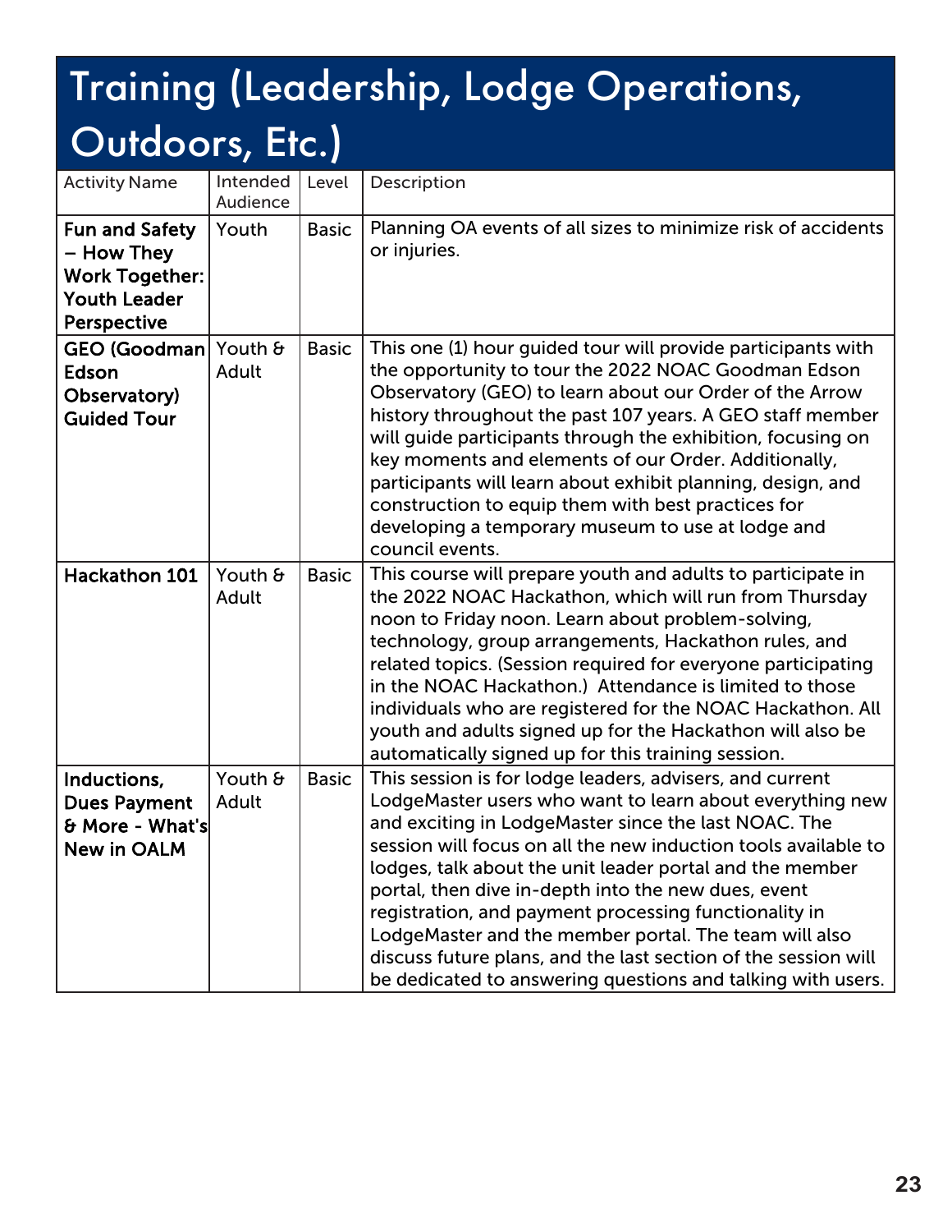# Training (Leadership, Lodge Operations, Outdoors, Etc.)

| Activity Name | Intended Audience | Level | Description |
|---|---|---|---|
| **Fun and Safety – How They Work Together: Youth Leader Perspective** | Youth | Basic | Planning OA events of all sizes to minimize risk of accidents or injuries. |
| **GEO (Goodman Edson Observatory) Guided Tour** | Youth & Adult | Basic | This one (1) hour guided tour will provide participants with the opportunity to tour the 2022 NOAC Goodman Edson Observatory (GEO) to learn about our Order of the Arrow history throughout the past 107 years. A GEO staff member will guide participants through the exhibition, focusing on key moments and elements of our Order. Additionally, participants will learn about exhibit planning, design, and construction to equip them with best practices for developing a temporary museum to use at lodge and council events. |
| **Hackathon 101** | Youth & Adult | Basic | This course will prepare youth and adults to participate in the 2022 NOAC Hackathon, which will run from Thursday noon to Friday noon. Learn about problem-solving, technology, group arrangements, Hackathon rules, and related topics. (Session required for everyone participating in the NOAC Hackathon.) Attendance is limited to those individuals who are registered for the NOAC Hackathon. All youth and adults signed up for the Hackathon will also be automatically signed up for this training session. |
| **Inductions, Dues Payment & More - What's New in OALM** | Youth & Adult | Basic | This session is for lodge leaders, advisers, and current LodgeMaster users who want to learn about everything new and exciting in LodgeMaster since the last NOAC. The session will focus on all the new induction tools available to lodges, talk about the unit leader portal and the member portal, then dive in-depth into the new dues, event registration, and payment processing functionality in LodgeMaster and the member portal. The team will also discuss future plans, and the last section of the session will be dedicated to answering questions and talking with users. |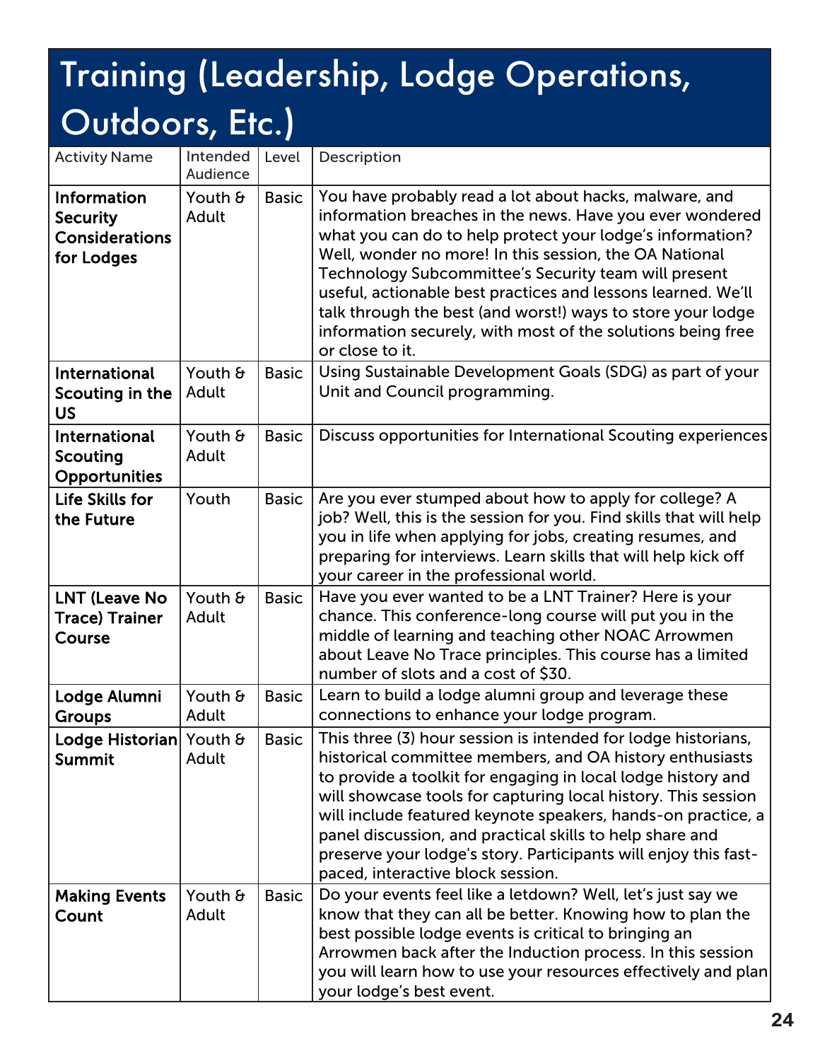# Training (Leadership, Lodge Operations, Outdoors, Etc.)

| Activity Name | Intended Audience | Level | Description |
|---|---|---|---|
| **Information Security Considerations for Lodges** | Youth & Adult | Basic | You have probably read a lot about hacks, malware, and information breaches in the news. Have you ever wondered what you can do to help protect your lodge's information? Well, wonder no more! In this session, the OA National Technology Subcommittee's Security team will present useful, actionable best practices and lessons learned. We'll talk through the best (and worst!) ways to store your lodge information securely, with most of the solutions being free or close to it. |
| **International Scouting in the US** | Youth & Adult | Basic | Using Sustainable Development Goals (SDG) as part of your Unit and Council programming. |
| **International Scouting Opportunities** | Youth & Adult | Basic | Discuss opportunities for International Scouting experiences |
| **Life Skills for the Future** | Youth | Basic | Are you ever stumped about how to apply for college? A job? Well, this is the session for you. Find skills that will help you in life when applying for jobs, creating resumes, and preparing for interviews. Learn skills that will help kick off your career in the professional world. |
| **LNT (Leave No Trace) Trainer Course** | Youth & Adult | Basic | Have you ever wanted to be a LNT Trainer? Here is your chance. This conference-long course will put you in the middle of learning and teaching other NOAC Arrowmen about Leave No Trace principles. This course has a limited number of slots and a cost of $30. |
| **Lodge Alumni Groups** | Youth & Adult | Basic | Learn to build a lodge alumni group and leverage these connections to enhance your lodge program. |
| **Lodge Historian Summit** | Youth & Adult | Basic | This three (3) hour session is intended for lodge historians, historical committee members, and OA history enthusiasts to provide a toolkit for engaging in local lodge history and will showcase tools for capturing local history. This session will include featured keynote speakers, hands-on practice, a panel discussion, and practical skills to help share and preserve your lodge's story. Participants will enjoy this fast-paced, interactive block session. |
| **Making Events Count** | Youth & Adult | Basic | Do your events feel like a letdown? Well, let's just say we know that they can all be better. Knowing how to plan the best possible lodge events is critical to bringing an Arrowmen back after the Induction process. In this session you will learn how to use your resources effectively and plan your lodge's best event. |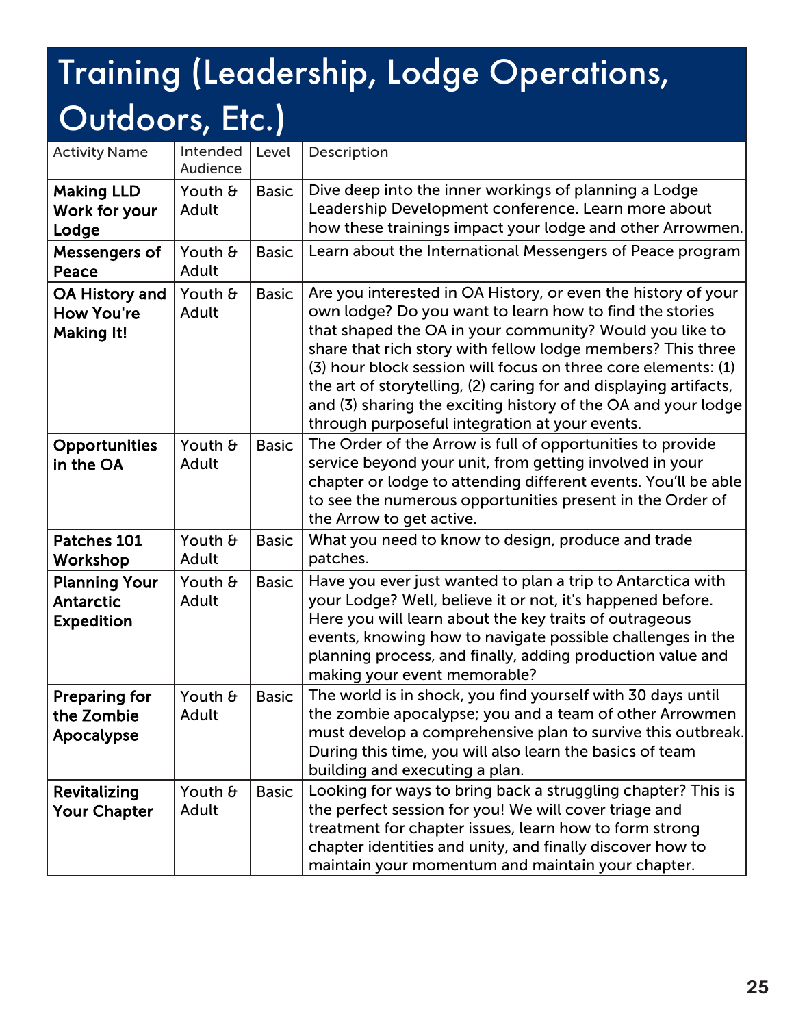# Training (Leadership, Lodge Operations, Outdoors, Etc.)

| Activity Name | Intended Audience | Level | Description |
|---|---|---|---|
| **Making LLD Work for your Lodge** | Youth & Adult | Basic | Dive deep into the inner workings of planning a Lodge Leadership Development conference. Learn more about how these trainings impact your lodge and other Arrowmen. |
| **Messengers of Peace** | Youth & Adult | Basic | Learn about the International Messengers of Peace program |
| **OA History and How You're Making It!** | Youth & Adult | Basic | Are you interested in OA History, or even the history of your own lodge? Do you want to learn how to find the stories that shaped the OA in your community? Would you like to share that rich story with fellow lodge members? This three (3) hour block session will focus on three core elements: (1) the art of storytelling, (2) caring for and displaying artifacts, and (3) sharing the exciting history of the OA and your lodge through purposeful integration at your events. |
| **Opportunities in the OA** | Youth & Adult | Basic | The Order of the Arrow is full of opportunities to provide service beyond your unit, from getting involved in your chapter or lodge to attending different events. You'll be able to see the numerous opportunities present in the Order of the Arrow to get active. |
| **Patches 101 Workshop** | Youth & Adult | Basic | What you need to know to design, produce and trade patches. |
| **Planning Your Antarctic Expedition** | Youth & Adult | Basic | Have you ever just wanted to plan a trip to Antarctica with your Lodge? Well, believe it or not, it's happened before. Here you will learn about the key traits of outrageous events, knowing how to navigate possible challenges in the planning process, and finally, adding production value and making your event memorable? |
| **Preparing for the Zombie Apocalypse** | Youth & Adult | Basic | The world is in shock, you find yourself with 30 days until the zombie apocalypse; you and a team of other Arrowmen must develop a comprehensive plan to survive this outbreak. During this time, you will also learn the basics of team building and executing a plan. |
| **Revitalizing Your Chapter** | Youth & Adult | Basic | Looking for ways to bring back a struggling chapter? This is the perfect session for you! We will cover triage and treatment for chapter issues, learn how to form strong chapter identities and unity, and finally discover how to maintain your momentum and maintain your chapter. |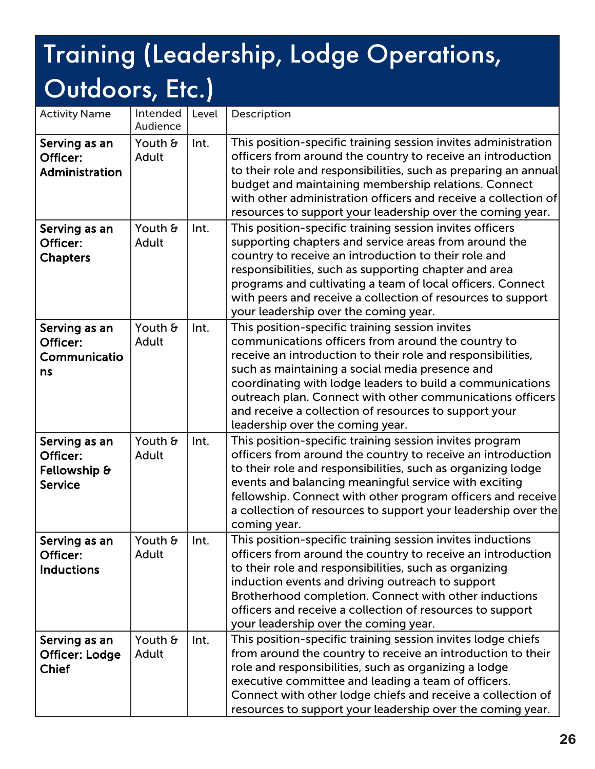# Training (Leadership, Lodge Operations, Outdoors, Etc.)

| Activity Name | Intended Audience | Level | Description |
|---|---|---|---|
| **Serving as an Officer: Administration** | Youth & Adult | Int. | This position-specific training session invites administration officers from around the country to receive an introduction to their role and responsibilities, such as preparing an annual budget and maintaining membership relations. Connect with other administration officers and receive a collection of resources to support your leadership over the coming year. |
| **Serving as an Officer: Chapters** | Youth & Adult | Int. | This position-specific training session invites officers supporting chapters and service areas from around the country to receive an introduction to their role and responsibilities, such as supporting chapter and area programs and cultivating a team of local officers. Connect with peers and receive a collection of resources to support your leadership over the coming year. |
| **Serving as an Officer: Communications** | Youth & Adult | Int. | This position-specific training session invites communications officers from around the country to receive an introduction to their role and responsibilities, such as maintaining a social media presence and coordinating with lodge leaders to build a communications outreach plan. Connect with other communications officers and receive a collection of resources to support your leadership over the coming year. |
| **Serving as an Officer: Fellowship & Service** | Youth & Adult | Int. | This position-specific training session invites program officers from around the country to receive an introduction to their role and responsibilities, such as organizing lodge events and balancing meaningful service with exciting fellowship. Connect with other program officers and receive a collection of resources to support your leadership over the coming year. |
| **Serving as an Officer: Inductions** | Youth & Adult | Int. | This position-specific training session invites inductions officers from around the country to receive an introduction to their role and responsibilities, such as organizing induction events and driving outreach to support Brotherhood completion. Connect with other inductions officers and receive a collection of resources to support your leadership over the coming year. |
| **Serving as an Officer: Lodge Chief** | Youth & Adult | Int. | This position-specific training session invites lodge chiefs from around the country to receive an introduction to their role and responsibilities, such as organizing a lodge executive committee and leading a team of officers. Connect with other lodge chiefs and receive a collection of resources to support your leadership over the coming year. |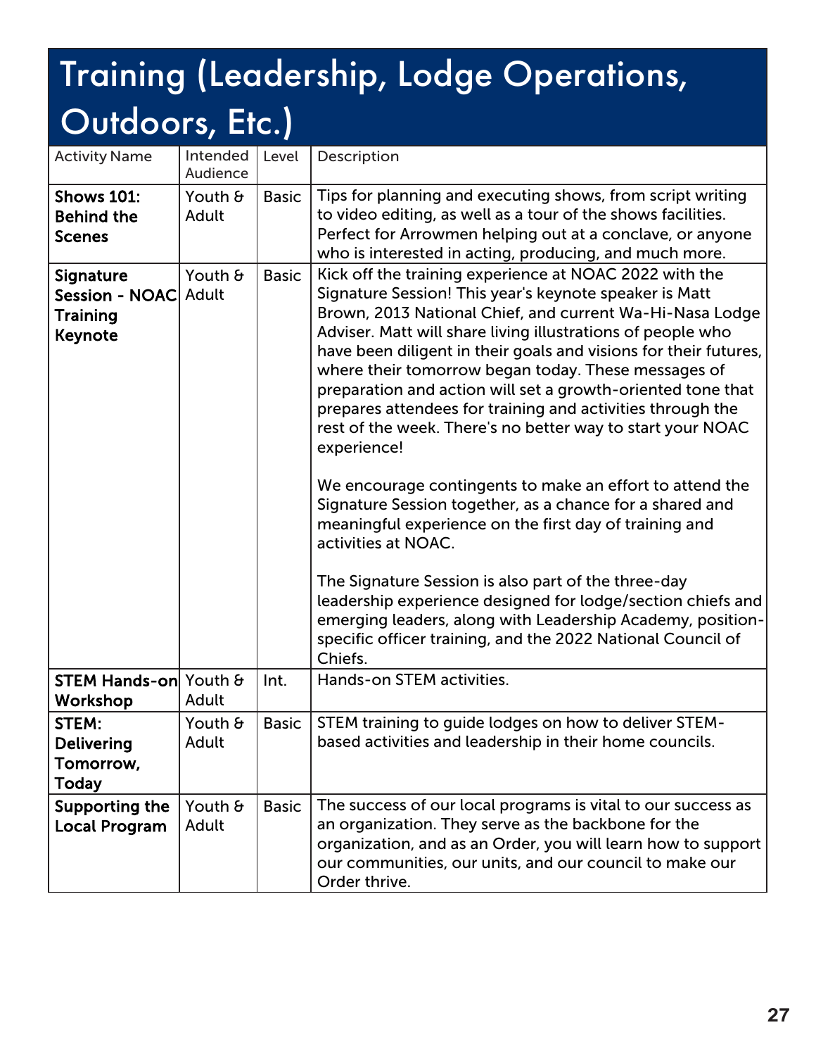# Training (Leadership, Lodge Operations, Outdoors, Etc.)

| Activity Name | Intended Audience | Level | Description |
|---|---|---|---|
| **Shows 101: Behind the Scenes** | Youth & Adult | Basic | Tips for planning and executing shows, from script writing to video editing, as well as a tour of the shows facilities. Perfect for Arrowmen helping out at a conclave, or anyone who is interested in acting, producing, and much more. |
| **Signature Session - NOAC Training Keynote** | Youth & Adult | Basic | Kick off the training experience at NOAC 2022 with the Signature Session! This year's keynote speaker is Matt Brown, 2013 National Chief, and current Wa-Hi-Nasa Lodge Adviser. Matt will share living illustrations of people who have been diligent in their goals and visions for their futures, where their tomorrow began today. These messages of preparation and action will set a growth-oriented tone that prepares attendees for training and activities through the rest of the week. There's no better way to start your NOAC experience!<br><br>We encourage contingents to make an effort to attend the Signature Session together, as a chance for a shared and meaningful experience on the first day of training and activities at NOAC.<br><br>The Signature Session is also part of the three-day leadership experience designed for lodge/section chiefs and emerging leaders, along with Leadership Academy, position-specific officer training, and the 2022 National Council of Chiefs. |
| **STEM Hands-on Workshop** | Youth & Adult | Int. | Hands-on STEM activities. |
| **STEM: Delivering Tomorrow, Today** | Youth & Adult | Basic | STEM training to guide lodges on how to deliver STEM-based activities and leadership in their home councils. |
| **Supporting the Local Program** | Youth & Adult | Basic | The success of our local programs is vital to our success as an organization. They serve as the backbone for the organization, and as an Order, you will learn how to support our communities, our units, and our council to make our Order thrive. |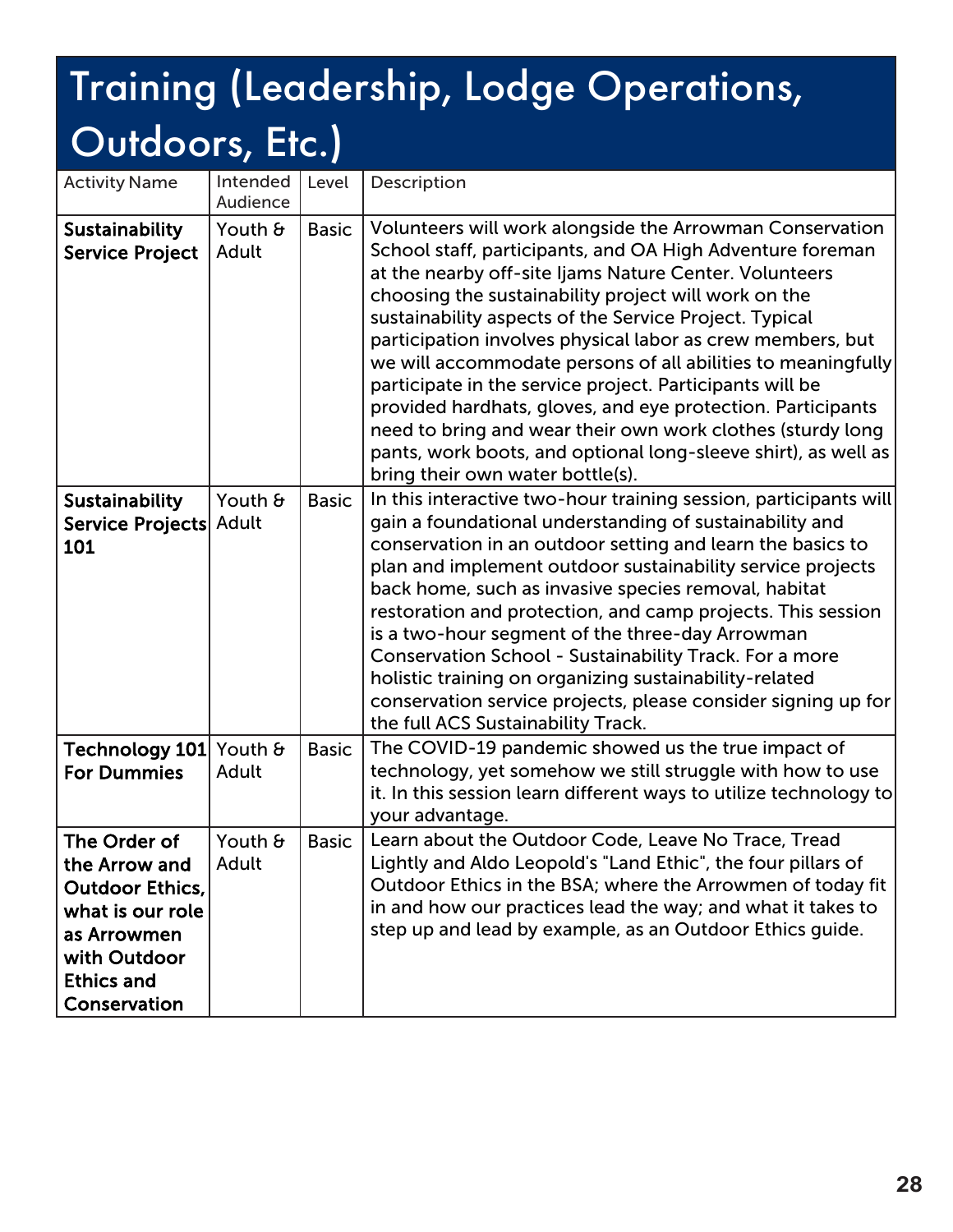# Training (Leadership, Lodge Operations, Outdoors, Etc.)

| Activity Name | Intended Audience | Level | Description |
|---|---|---|---|
| **Sustainability Service Project** | Youth & Adult | Basic | Volunteers will work alongside the Arrowman Conservation School staff, participants, and OA High Adventure foreman at the nearby off-site Ijams Nature Center. Volunteers choosing the sustainability project will work on the sustainability aspects of the Service Project. Typical participation involves physical labor as crew members, but we will accommodate persons of all abilities to meaningfully participate in the service project. Participants will be provided hardhats, gloves, and eye protection. Participants need to bring and wear their own work clothes (sturdy long pants, work boots, and optional long-sleeve shirt), as well as bring their own water bottle(s). |
| **Sustainability Service Projects 101** | Youth & Adult | Basic | In this interactive two-hour training session, participants will gain a foundational understanding of sustainability and conservation in an outdoor setting and learn the basics to plan and implement outdoor sustainability service projects back home, such as invasive species removal, habitat restoration and protection, and camp projects. This session is a two-hour segment of the three-day Arrowman Conservation School - Sustainability Track. For a more holistic training on organizing sustainability-related conservation service projects, please consider signing up for the full ACS Sustainability Track. |
| **Technology 101 For Dummies** | Youth & Adult | Basic | The COVID-19 pandemic showed us the true impact of technology, yet somehow we still struggle with how to use it. In this session learn different ways to utilize technology to your advantage. |
| **The Order of the Arrow and Outdoor Ethics, what is our role as Arrowmen with Outdoor Ethics and Conservation** | Youth & Adult | Basic | Learn about the Outdoor Code, Leave No Trace, Tread Lightly and Aldo Leopold's "Land Ethic", the four pillars of Outdoor Ethics in the BSA; where the Arrowmen of today fit in and how our practices lead the way; and what it takes to step up and lead by example, as an Outdoor Ethics guide. |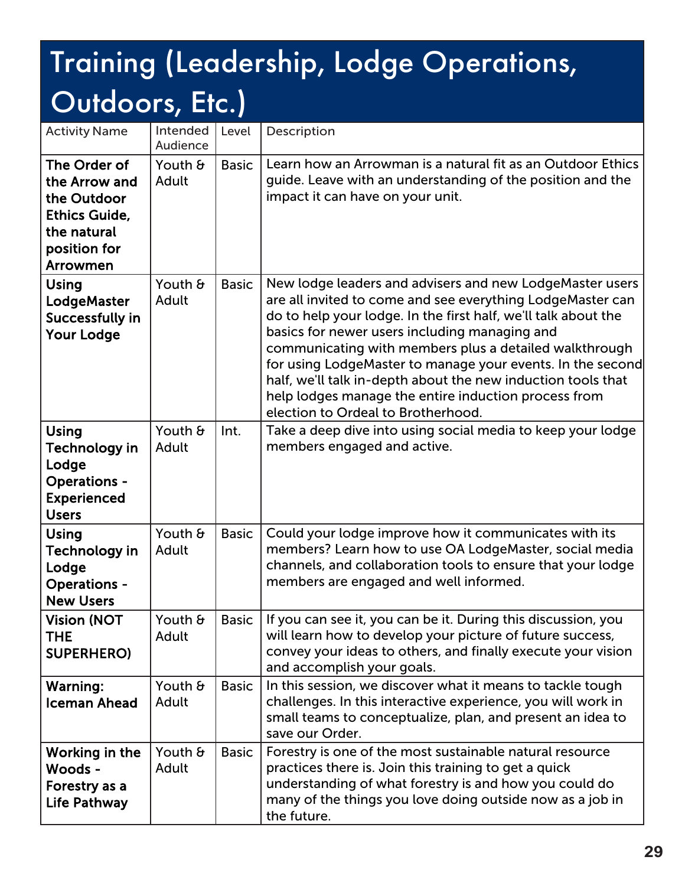# Training (Leadership, Lodge Operations, Outdoors, Etc.)

| Activity Name | Intended Audience | Level | Description |
|---|---|---|---|
| **The Order of the Arrow and the Outdoor Ethics Guide, the natural position for Arrowmen** | Youth & Adult | Basic | Learn how an Arrowman is a natural fit as an Outdoor Ethics guide. Leave with an understanding of the position and the impact it can have on your unit. |
| **Using LodgeMaster Successfully in Your Lodge** | Youth & Adult | Basic | New lodge leaders and advisers and new LodgeMaster users are all invited to come and see everything LodgeMaster can do to help your lodge. In the first half, we'll talk about the basics for newer users including managing and communicating with members plus a detailed walkthrough for using LodgeMaster to manage your events. In the second half, we'll talk in-depth about the new induction tools that help lodges manage the entire induction process from election to Ordeal to Brotherhood. |
| **Using Technology in Lodge Operations - Experienced Users** | Youth & Adult | Int. | Take a deep dive into using social media to keep your lodge members engaged and active. |
| **Using Technology in Lodge Operations - New Users** | Youth & Adult | Basic | Could your lodge improve how it communicates with its members? Learn how to use OA LodgeMaster, social media channels, and collaboration tools to ensure that your lodge members are engaged and well informed. |
| **Vision (NOT THE SUPERHERO)** | Youth & Adult | Basic | If you can see it, you can be it. During this discussion, you will learn how to develop your picture of future success, convey your ideas to others, and finally execute your vision and accomplish your goals. |
| **Warning: Iceman Ahead** | Youth & Adult | Basic | In this session, we discover what it means to tackle tough challenges. In this interactive experience, you will work in small teams to conceptualize, plan, and present an idea to save our Order. |
| **Working in the Woods - Forestry as a Life Pathway** | Youth & Adult | Basic | Forestry is one of the most sustainable natural resource practices there is. Join this training to get a quick understanding of what forestry is and how you could do many of the things you love doing outside now as a job in the future. |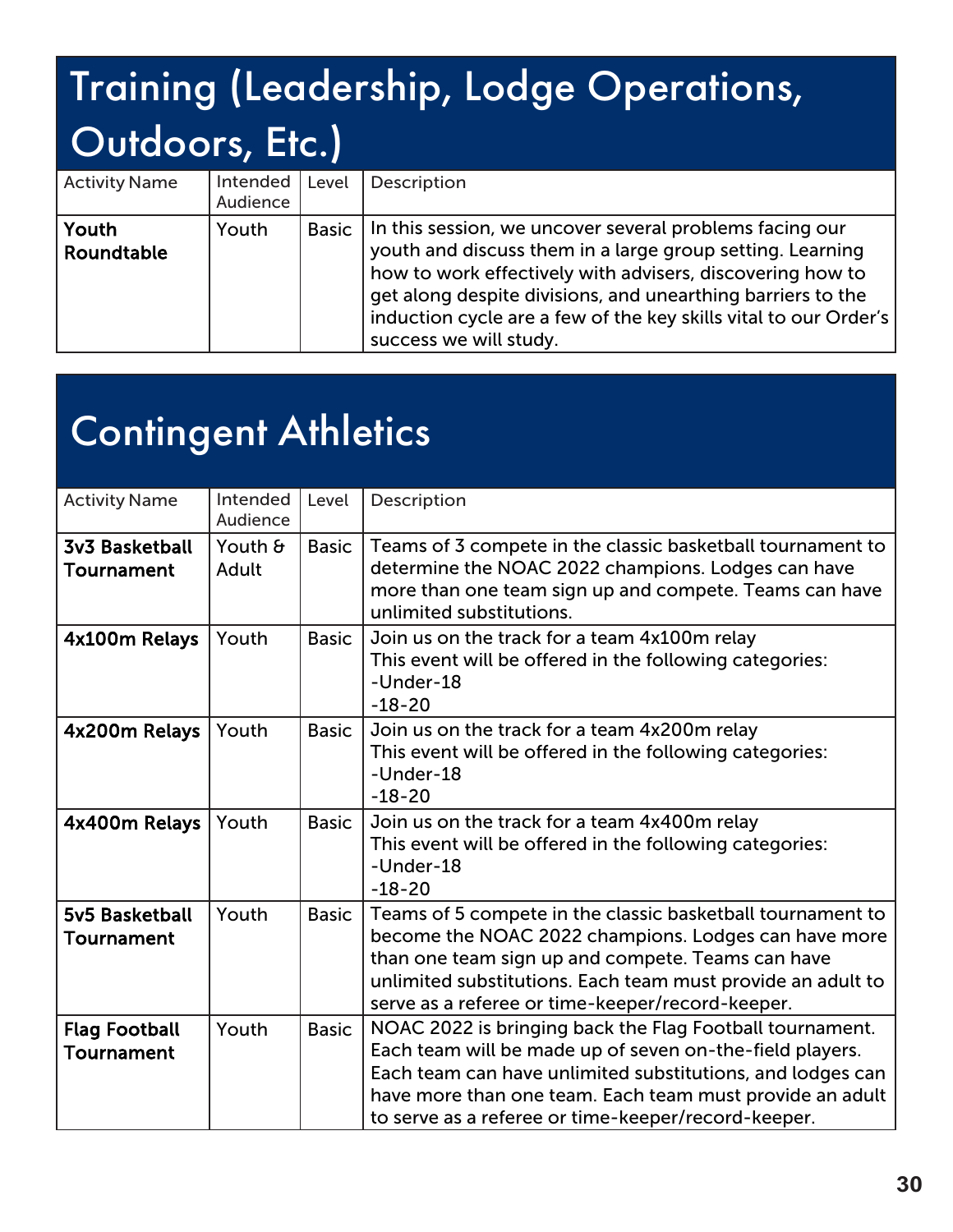# Training (Leadership, Lodge Operations, Outdoors, Etc.)

| Activity Name | Intended Audience | Level | Description |
|---|---|---|---|
| **Youth Roundtable** | Youth | Basic | In this session, we uncover several problems facing our youth and discuss them in a large group setting. Learning how to work effectively with advisers, discovering how to get along despite divisions, and unearthing barriers to the induction cycle are a few of the key skills vital to our Order's success we will study. |

# Contingent Athletics

| Activity Name | Intended Audience | Level | Description |
|---|---|---|---|
| **3v3 Basketball Tournament** | Youth & Adult | Basic | Teams of 3 compete in the classic basketball tournament to determine the NOAC 2022 champions. Lodges can have more than one team sign up and compete. Teams can have unlimited substitutions. |
| **4x100m Relays** | Youth | Basic | Join us on the track for a team 4x100m relay<br>This event will be offered in the following categories:<br>-Under-18<br>-18-20 |
| **4x200m Relays** | Youth | Basic | Join us on the track for a team 4x200m relay<br>This event will be offered in the following categories:<br>-Under-18<br>-18-20 |
| **4x400m Relays** | Youth | Basic | Join us on the track for a team 4x400m relay<br>This event will be offered in the following categories:<br>-Under-18<br>-18-20 |
| **5v5 Basketball Tournament** | Youth | Basic | Teams of 5 compete in the classic basketball tournament to become the NOAC 2022 champions. Lodges can have more than one team sign up and compete. Teams can have unlimited substitutions. Each team must provide an adult to serve as a referee or time-keeper/record-keeper. |
| **Flag Football Tournament** | Youth | Basic | NOAC 2022 is bringing back the Flag Football tournament. Each team will be made up of seven on-the-field players. Each team can have unlimited substitutions, and lodges can have more than one team. Each team must provide an adult to serve as a referee or time-keeper/record-keeper. |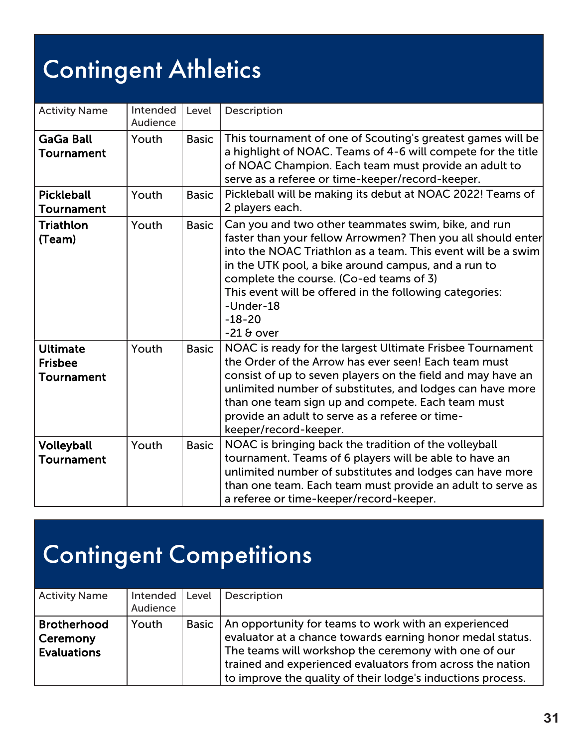# Contingent Athletics

| Activity Name | Intended Audience | Level | Description |
| --- | --- | --- | --- |
| **GaGa Ball Tournament** | Youth | Basic | This tournament of one of Scouting's greatest games will be a highlight of NOAC. Teams of 4-6 will compete for the title of NOAC Champion. Each team must provide an adult to serve as a referee or time-keeper/record-keeper. |
| **Pickleball Tournament** | Youth | Basic | Pickleball will be making its debut at NOAC 2022! Teams of 2 players each. |
| **Triathlon (Team)** | Youth | Basic | Can you and two other teammates swim, bike, and run faster than your fellow Arrowmen? Then you all should enter into the NOAC Triathlon as a team. This event will be a swim in the UTK pool, a bike around campus, and a run to complete the course. (Co-ed teams of 3)<br>This event will be offered in the following categories:<br>-Under-18<br>-18-20<br>-21 & over |
| **Ultimate Frisbee Tournament** | Youth | Basic | NOAC is ready for the largest Ultimate Frisbee Tournament the Order of the Arrow has ever seen! Each team must consist of up to seven players on the field and may have an unlimited number of substitutes, and lodges can have more than one team sign up and compete. Each team must provide an adult to serve as a referee or time-keeper/record-keeper. |
| **Volleyball Tournament** | Youth | Basic | NOAC is bringing back the tradition of the volleyball tournament. Teams of 6 players will be able to have an unlimited number of substitutes and lodges can have more than one team. Each team must provide an adult to serve as a referee or time-keeper/record-keeper. |

# Contingent Competitions

| Activity Name | Intended Audience | Level | Description |
| --- | --- | --- | --- |
| **Brotherhood Ceremony Evaluations** | Youth | Basic | An opportunity for teams to work with an experienced evaluator at a chance towards earning honor medal status. The teams will workshop the ceremony with one of our trained and experienced evaluators from across the nation to improve the quality of their lodge's inductions process. |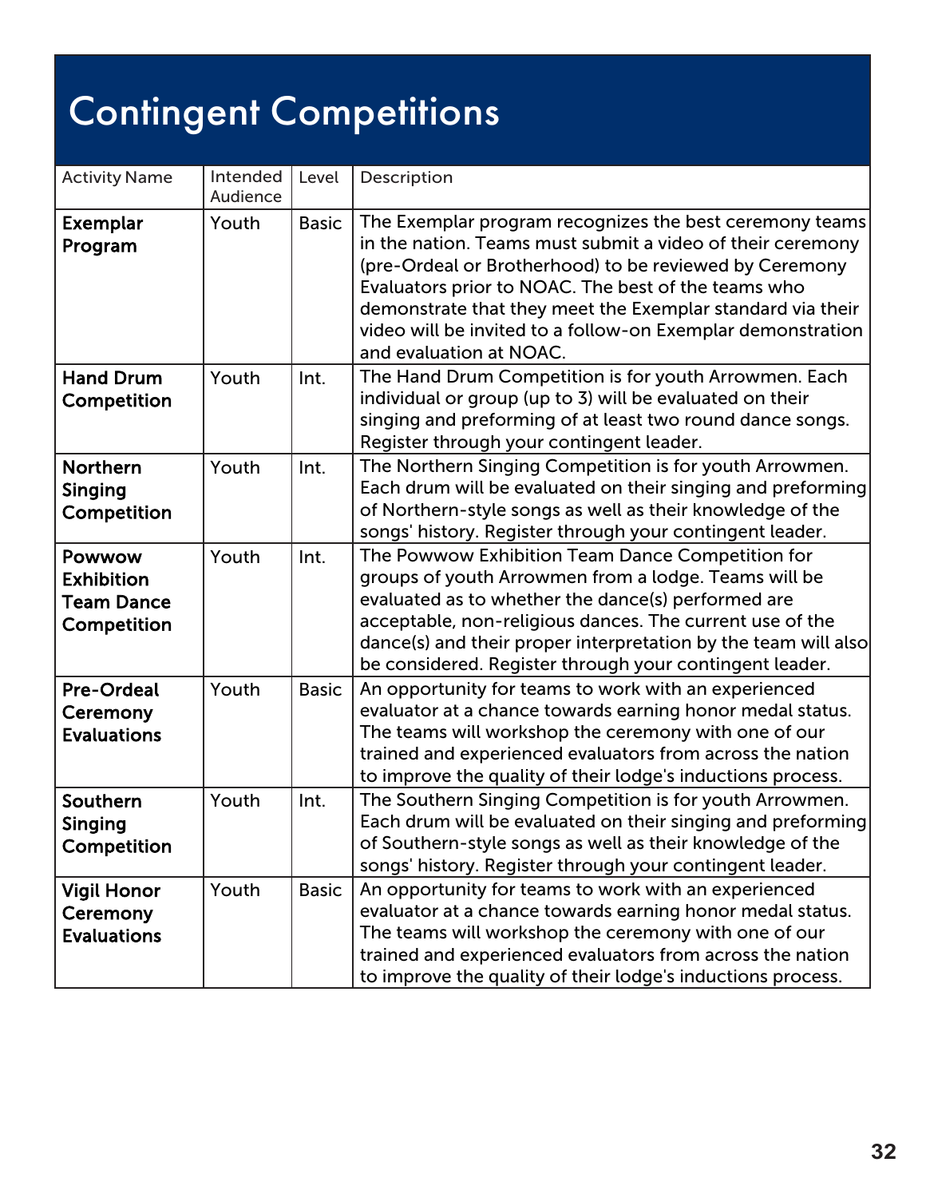# Contingent Competitions

| Activity Name | Intended Audience | Level | Description |
|---|---|---|---|
| **Exemplar Program** | Youth | Basic | The Exemplar program recognizes the best ceremony teams in the nation. Teams must submit a video of their ceremony (pre-Ordeal or Brotherhood) to be reviewed by Ceremony Evaluators prior to NOAC. The best of the teams who demonstrate that they meet the Exemplar standard via their video will be invited to a follow-on Exemplar demonstration and evaluation at NOAC. |
| **Hand Drum Competition** | Youth | Int. | The Hand Drum Competition is for youth Arrowmen. Each individual or group (up to 3) will be evaluated on their singing and preforming of at least two round dance songs. Register through your contingent leader. |
| **Northern Singing Competition** | Youth | Int. | The Northern Singing Competition is for youth Arrowmen. Each drum will be evaluated on their singing and preforming of Northern-style songs as well as their knowledge of the songs' history. Register through your contingent leader. |
| **Powwow Exhibition Team Dance Competition** | Youth | Int. | The Powwow Exhibition Team Dance Competition for groups of youth Arrowmen from a lodge. Teams will be evaluated as to whether the dance(s) performed are acceptable, non-religious dances. The current use of the dance(s) and their proper interpretation by the team will also be considered. Register through your contingent leader. |
| **Pre-Ordeal Ceremony Evaluations** | Youth | Basic | An opportunity for teams to work with an experienced evaluator at a chance towards earning honor medal status. The teams will workshop the ceremony with one of our trained and experienced evaluators from across the nation to improve the quality of their lodge's inductions process. |
| **Southern Singing Competition** | Youth | Int. | The Southern Singing Competition is for youth Arrowmen. Each drum will be evaluated on their singing and preforming of Southern-style songs as well as their knowledge of the songs' history. Register through your contingent leader. |
| **Vigil Honor Ceremony Evaluations** | Youth | Basic | An opportunity for teams to work with an experienced evaluator at a chance towards earning honor medal status. The teams will workshop the ceremony with one of our trained and experienced evaluators from across the nation to improve the quality of their lodge's inductions process. |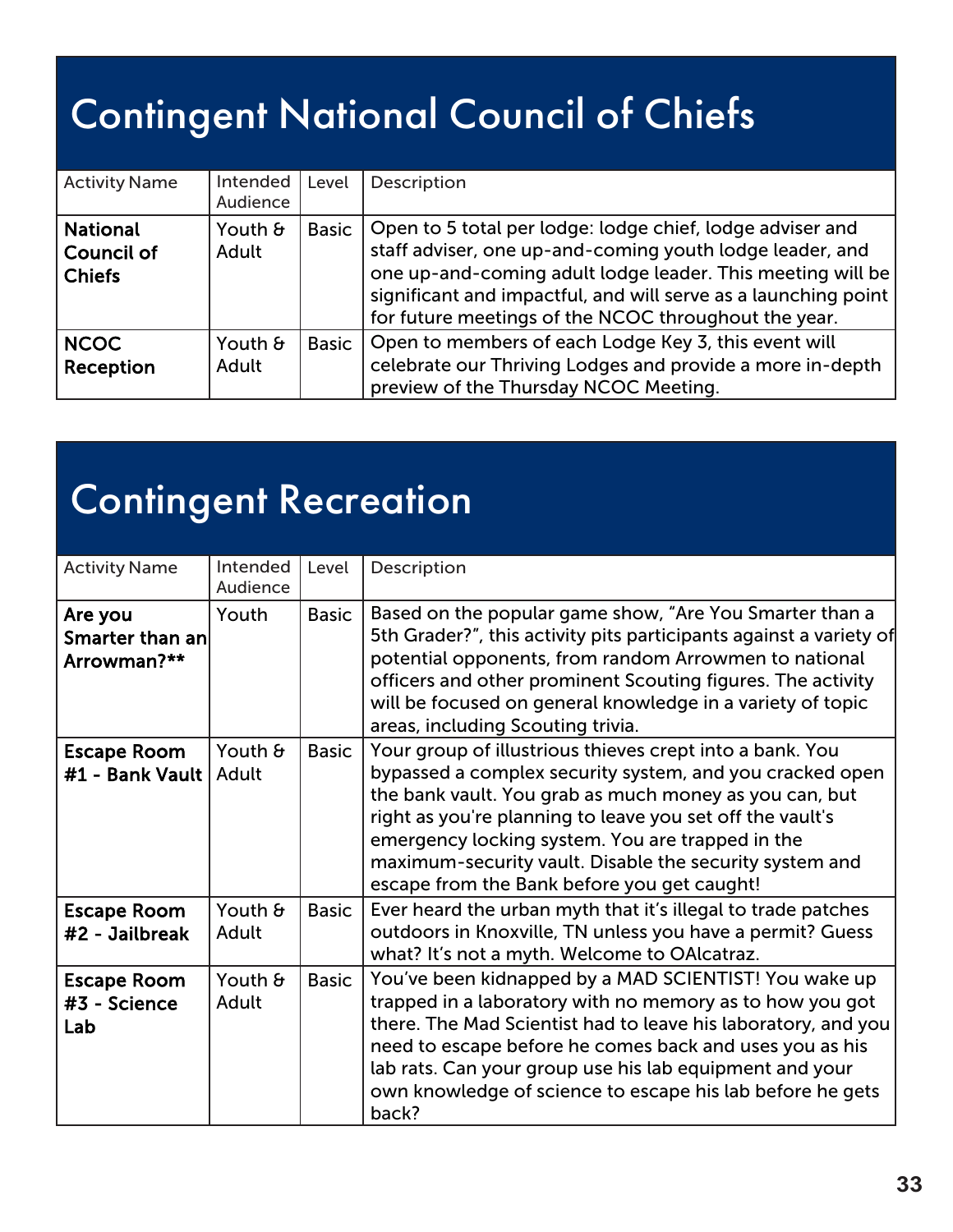# Contingent National Council of Chiefs

| Activity Name | Intended Audience | Level | Description |
|---|---|---|---|
| **National Council of Chiefs** | Youth & Adult | Basic | Open to 5 total per lodge: lodge chief, lodge adviser and staff adviser, one up-and-coming youth lodge leader, and one up-and-coming adult lodge leader. This meeting will be significant and impactful, and will serve as a launching point for future meetings of the NCOC throughout the year. |
| **NCOC Reception** | Youth & Adult | Basic | Open to members of each Lodge Key 3, this event will celebrate our Thriving Lodges and provide a more in-depth preview of the Thursday NCOC Meeting. |

# Contingent Recreation

| Activity Name | Intended Audience | Level | Description |
|---|---|---|---|
| **Are you Smarter than an Arrowman?\*\*** | Youth | Basic | Based on the popular game show, "Are You Smarter than a 5th Grader?", this activity pits participants against a variety of potential opponents, from random Arrowmen to national officers and other prominent Scouting figures. The activity will be focused on general knowledge in a variety of topic areas, including Scouting trivia. |
| **Escape Room #1 - Bank Vault** | Youth & Adult | Basic | Your group of illustrious thieves crept into a bank. You bypassed a complex security system, and you cracked open the bank vault. You grab as much money as you can, but right as you're planning to leave you set off the vault's emergency locking system. You are trapped in the maximum-security vault. Disable the security system and escape from the Bank before you get caught! |
| **Escape Room #2 - Jailbreak** | Youth & Adult | Basic | Ever heard the urban myth that it's illegal to trade patches outdoors in Knoxville, TN unless you have a permit? Guess what? It's not a myth. Welcome to OAlcatraz. |
| **Escape Room #3 - Science Lab** | Youth & Adult | Basic | You've been kidnapped by a MAD SCIENTIST! You wake up trapped in a laboratory with no memory as to how you got there. The Mad Scientist had to leave his laboratory, and you need to escape before he comes back and uses you as his lab rats. Can your group use his lab equipment and your own knowledge of science to escape his lab before he gets back? |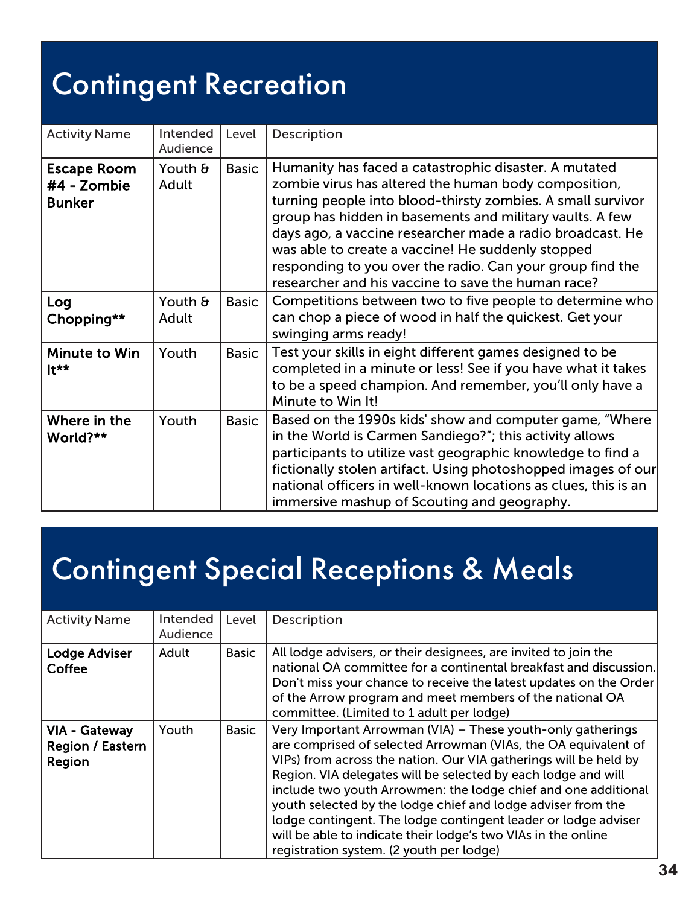# Contingent Recreation

| Activity Name | Intended Audience | Level | Description |
|---|---|---|---|
| **Escape Room #4 - Zombie Bunker** | Youth & Adult | Basic | Humanity has faced a catastrophic disaster. A mutated zombie virus has altered the human body composition, turning people into blood-thirsty zombies. A small survivor group has hidden in basements and military vaults. A few days ago, a vaccine researcher made a radio broadcast. He was able to create a vaccine! He suddenly stopped responding to you over the radio. Can your group find the researcher and his vaccine to save the human race? |
| **Log Chopping**** | Youth & Adult | Basic | Competitions between two to five people to determine who can chop a piece of wood in half the quickest. Get your swinging arms ready! |
| **Minute to Win It**** | Youth | Basic | Test your skills in eight different games designed to be completed in a minute or less! See if you have what it takes to be a speed champion. And remember, you'll only have a Minute to Win It! |
| **Where in the World?**** | Youth | Basic | Based on the 1990s kids' show and computer game, "Where in the World is Carmen Sandiego?"; this activity allows participants to utilize vast geographic knowledge to find a fictionally stolen artifact. Using photoshopped images of our national officers in well-known locations as clues, this is an immersive mashup of Scouting and geography. |

# Contingent Special Receptions & Meals

| Activity Name | Intended Audience | Level | Description |
|---|---|---|---|
| **Lodge Adviser Coffee** | Adult | Basic | All lodge advisers, or their designees, are invited to join the national OA committee for a continental breakfast and discussion. Don't miss your chance to receive the latest updates on the Order of the Arrow program and meet members of the national OA committee. (Limited to 1 adult per lodge) |
| **VIA - Gateway Region / Eastern Region** | Youth | Basic | Very Important Arrowman (VIA) – These youth-only gatherings are comprised of selected Arrowman (VIAs, the OA equivalent of VIPs) from across the nation. Our VIA gatherings will be held by Region. VIA delegates will be selected by each lodge and will include two youth Arrowmen: the lodge chief and one additional youth selected by the lodge chief and lodge adviser from the lodge contingent. The lodge contingent leader or lodge adviser will be able to indicate their lodge's two VIAs in the online registration system. (2 youth per lodge) |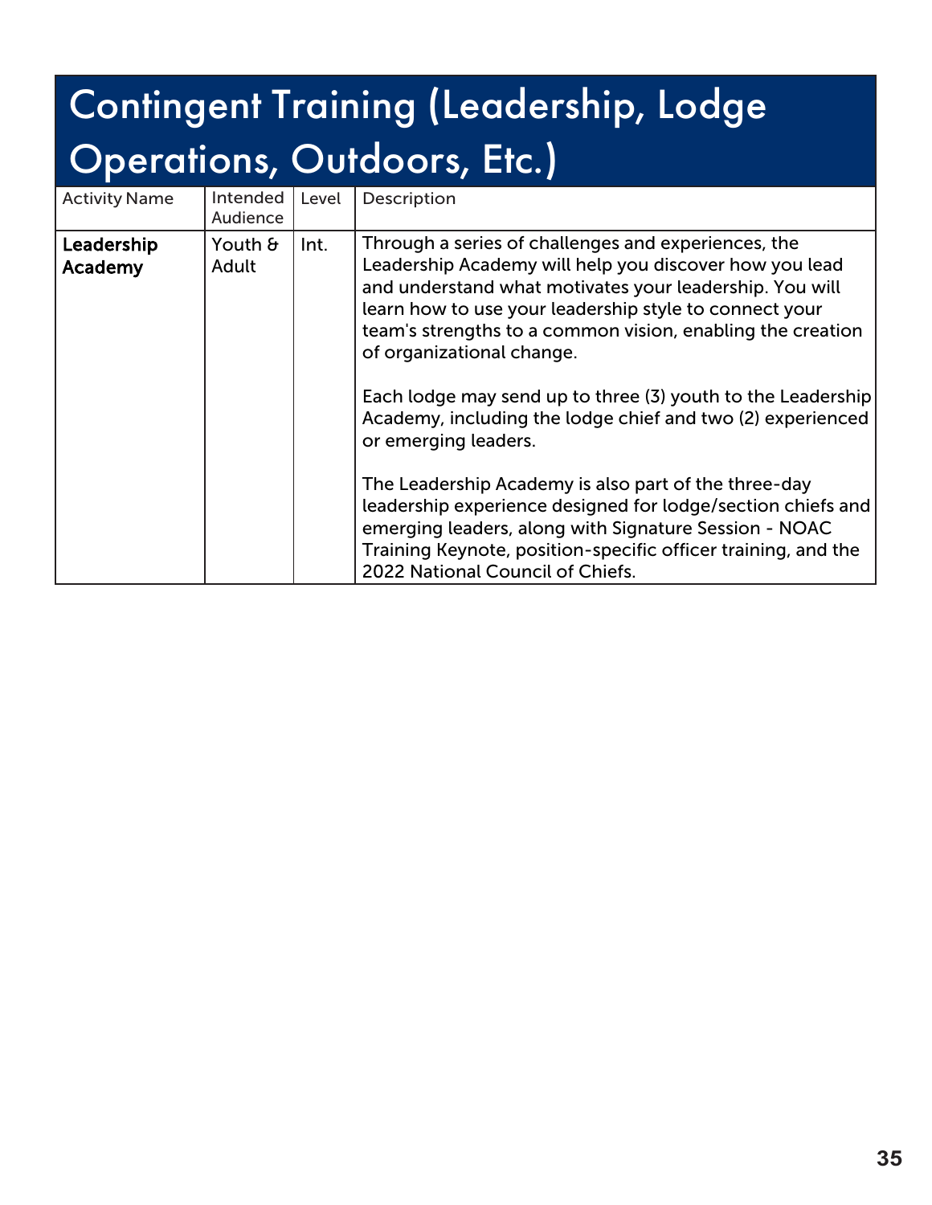# Contingent Training (Leadership, Lodge Operations, Outdoors, Etc.)

| Activity Name | Intended Audience | Level | Description |
|---|---|---|---|
| **Leadership Academy** | Youth & Adult | Int. | Through a series of challenges and experiences, the Leadership Academy will help you discover how you lead and understand what motivates your leadership. You will learn how to use your leadership style to connect your team's strengths to a common vision, enabling the creation of organizational change.<br><br>Each lodge may send up to three (3) youth to the Leadership Academy, including the lodge chief and two (2) experienced or emerging leaders.<br><br>The Leadership Academy is also part of the three-day leadership experience designed for lodge/section chiefs and emerging leaders, along with Signature Session - NOAC Training Keynote, position-specific officer training, and the 2022 National Council of Chiefs. |